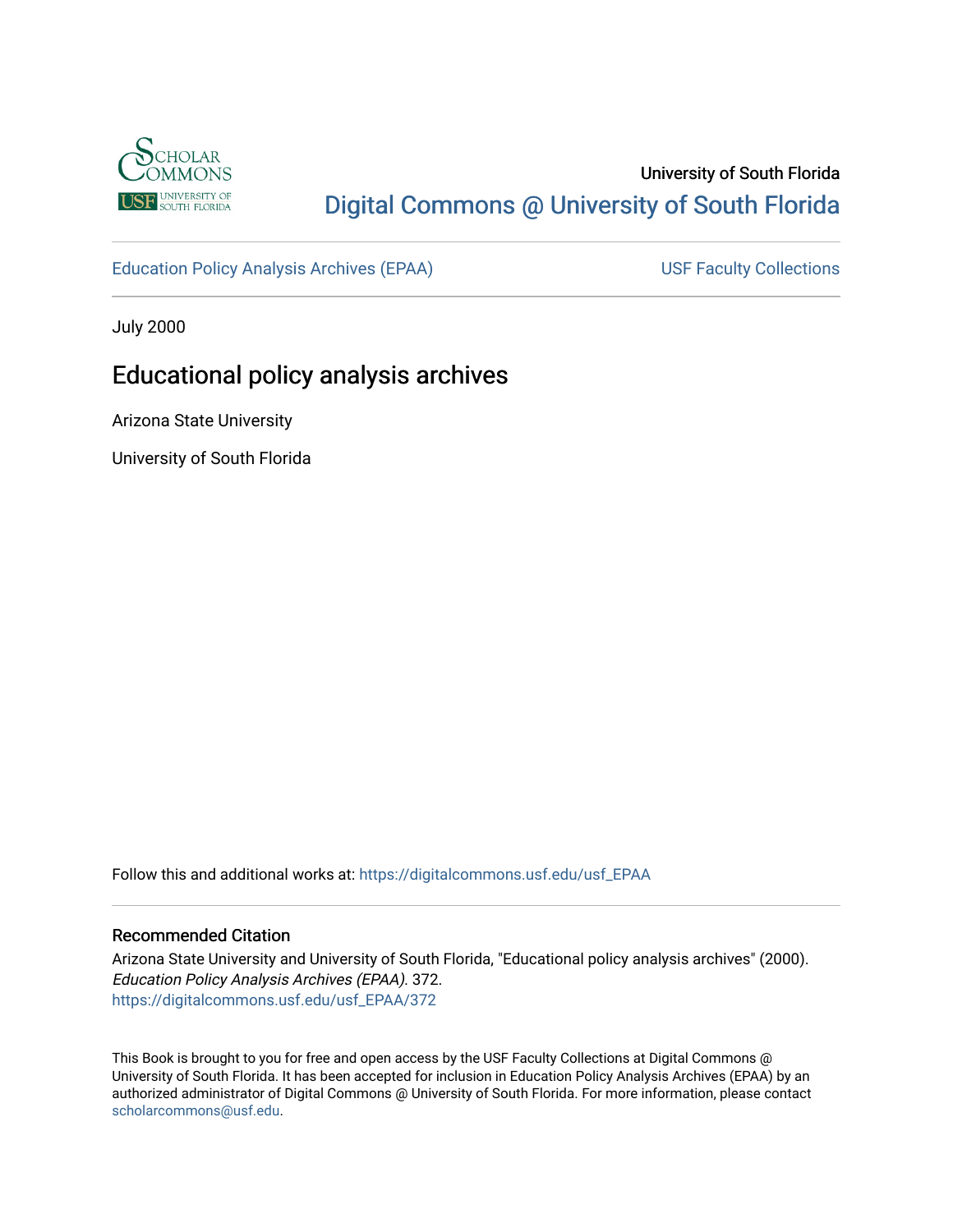University of South Florida

Digital Commons @ University of South Florida

Education Policy Analysis Archives (EPAA)

USF Faculty Collections

July 2000

# Educational policy analysis archives

Arizona State University

University of South Florida

Follow this and additional works at: https://digitalcommons.usf.edu/usf_EPAA

## Recommended Citation

Arizona State University and University of South Florida, "Educational policy analysis archives" (2000). *Education Policy Analysis Archives (EPAA)*. 372.
https://digitalcommons.usf.edu/usf_EPAA/372

This Book is brought to you for free and open access by the USF Faculty Collections at Digital Commons @ University of South Florida. It has been accepted for inclusion in Education Policy Analysis Archives (EPAA) by an authorized administrator of Digital Commons @ University of South Florida. For more information, please contact scholarcommons@usf.edu.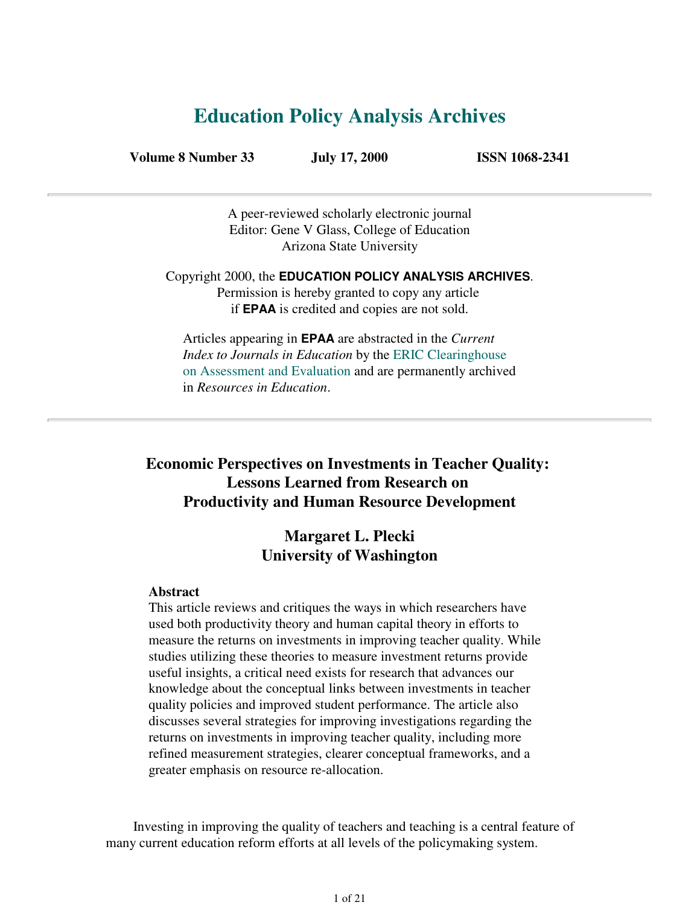# Education Policy Analysis Archives

**Volume 8 Number 33** **July 17, 2000** **ISSN 1068-2341**

---

A peer-reviewed scholarly electronic journal
Editor: Gene V Glass, College of Education
Arizona State University

Copyright 2000, the **EDUCATION POLICY ANALYSIS ARCHIVES**.
Permission is hereby granted to copy any article
if **EPAA** is credited and copies are not sold.

Articles appearing in **EPAA** are abstracted in the *Current Index to Journals in Education* by the ERIC Clearinghouse on Assessment and Evaluation and are permanently archived in *Resources in Education*.

---

## Economic Perspectives on Investments in Teacher Quality: Lessons Learned from Research on Productivity and Human Resource Development

### Margaret L. Plecki
### University of Washington

**Abstract**
This article reviews and critiques the ways in which researchers have used both productivity theory and human capital theory in efforts to measure the returns on investments in improving teacher quality. While studies utilizing these theories to measure investment returns provide useful insights, a critical need exists for research that advances our knowledge about the conceptual links between investments in teacher quality policies and improved student performance. The article also discusses several strategies for improving investigations regarding the returns on investments in improving teacher quality, including more refined measurement strategies, clearer conceptual frameworks, and a greater emphasis on resource re-allocation.

Investing in improving the quality of teachers and teaching is a central feature of many current education reform efforts at all levels of the policymaking system.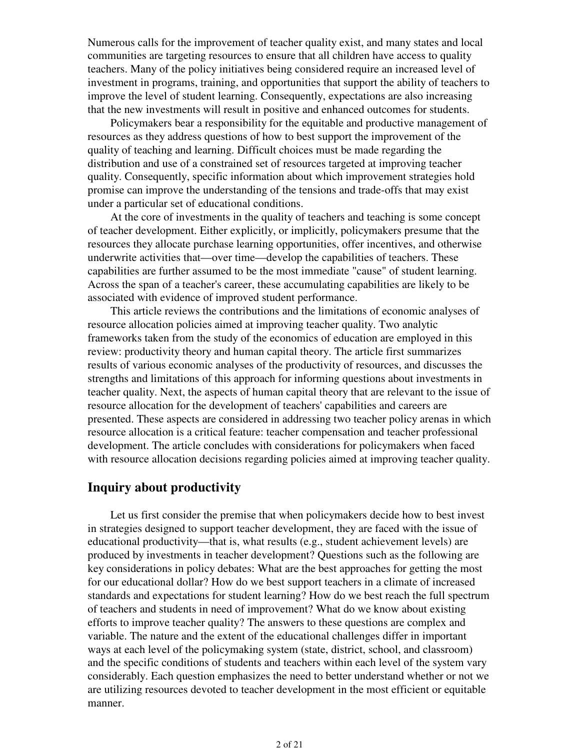Numerous calls for the improvement of teacher quality exist, and many states and local communities are targeting resources to ensure that all children have access to quality teachers. Many of the policy initiatives being considered require an increased level of investment in programs, training, and opportunities that support the ability of teachers to improve the level of student learning. Consequently, expectations are also increasing that the new investments will result in positive and enhanced outcomes for students.

Policymakers bear a responsibility for the equitable and productive management of resources as they address questions of how to best support the improvement of the quality of teaching and learning. Difficult choices must be made regarding the distribution and use of a constrained set of resources targeted at improving teacher quality. Consequently, specific information about which improvement strategies hold promise can improve the understanding of the tensions and trade-offs that may exist under a particular set of educational conditions.

At the core of investments in the quality of teachers and teaching is some concept of teacher development. Either explicitly, or implicitly, policymakers presume that the resources they allocate purchase learning opportunities, offer incentives, and otherwise underwrite activities that—over time—develop the capabilities of teachers. These capabilities are further assumed to be the most immediate "cause" of student learning. Across the span of a teacher's career, these accumulating capabilities are likely to be associated with evidence of improved student performance.

This article reviews the contributions and the limitations of economic analyses of resource allocation policies aimed at improving teacher quality. Two analytic frameworks taken from the study of the economics of education are employed in this review: productivity theory and human capital theory. The article first summarizes results of various economic analyses of the productivity of resources, and discusses the strengths and limitations of this approach for informing questions about investments in teacher quality. Next, the aspects of human capital theory that are relevant to the issue of resource allocation for the development of teachers' capabilities and careers are presented. These aspects are considered in addressing two teacher policy arenas in which resource allocation is a critical feature: teacher compensation and teacher professional development. The article concludes with considerations for policymakers when faced with resource allocation decisions regarding policies aimed at improving teacher quality.

## Inquiry about productivity

Let us first consider the premise that when policymakers decide how to best invest in strategies designed to support teacher development, they are faced with the issue of educational productivity—that is, what results (e.g., student achievement levels) are produced by investments in teacher development? Questions such as the following are key considerations in policy debates: What are the best approaches for getting the most for our educational dollar? How do we best support teachers in a climate of increased standards and expectations for student learning? How do we best reach the full spectrum of teachers and students in need of improvement? What do we know about existing efforts to improve teacher quality? The answers to these questions are complex and variable. The nature and the extent of the educational challenges differ in important ways at each level of the policymaking system (state, district, school, and classroom) and the specific conditions of students and teachers within each level of the system vary considerably. Each question emphasizes the need to better understand whether or not we are utilizing resources devoted to teacher development in the most efficient or equitable manner.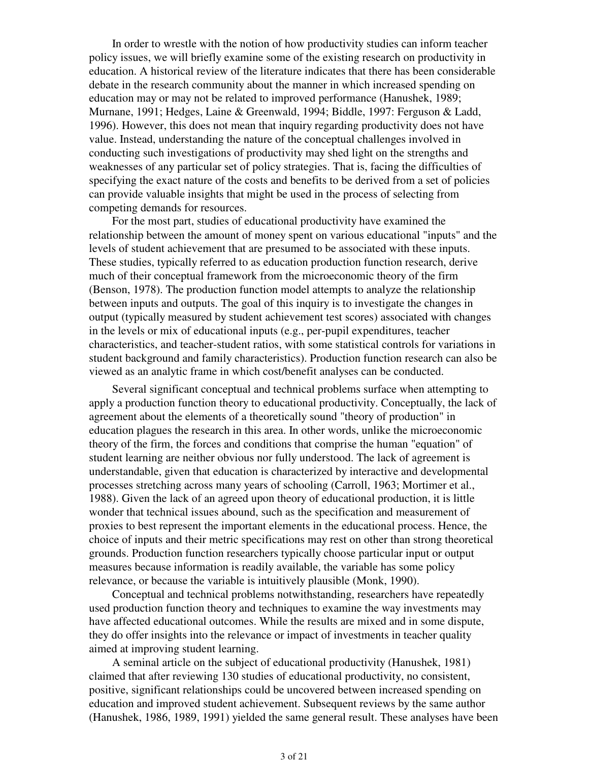In order to wrestle with the notion of how productivity studies can inform teacher policy issues, we will briefly examine some of the existing research on productivity in education. A historical review of the literature indicates that there has been considerable debate in the research community about the manner in which increased spending on education may or may not be related to improved performance (Hanushek, 1989; Murnane, 1991; Hedges, Laine & Greenwald, 1994; Biddle, 1997: Ferguson & Ladd, 1996). However, this does not mean that inquiry regarding productivity does not have value. Instead, understanding the nature of the conceptual challenges involved in conducting such investigations of productivity may shed light on the strengths and weaknesses of any particular set of policy strategies. That is, facing the difficulties of specifying the exact nature of the costs and benefits to be derived from a set of policies can provide valuable insights that might be used in the process of selecting from competing demands for resources.

For the most part, studies of educational productivity have examined the relationship between the amount of money spent on various educational "inputs" and the levels of student achievement that are presumed to be associated with these inputs. These studies, typically referred to as education production function research, derive much of their conceptual framework from the microeconomic theory of the firm (Benson, 1978). The production function model attempts to analyze the relationship between inputs and outputs. The goal of this inquiry is to investigate the changes in output (typically measured by student achievement test scores) associated with changes in the levels or mix of educational inputs (e.g., per-pupil expenditures, teacher characteristics, and teacher-student ratios, with some statistical controls for variations in student background and family characteristics). Production function research can also be viewed as an analytic frame in which cost/benefit analyses can be conducted.

Several significant conceptual and technical problems surface when attempting to apply a production function theory to educational productivity. Conceptually, the lack of agreement about the elements of a theoretically sound "theory of production" in education plagues the research in this area. In other words, unlike the microeconomic theory of the firm, the forces and conditions that comprise the human "equation" of student learning are neither obvious nor fully understood. The lack of agreement is understandable, given that education is characterized by interactive and developmental processes stretching across many years of schooling (Carroll, 1963; Mortimer et al., 1988). Given the lack of an agreed upon theory of educational production, it is little wonder that technical issues abound, such as the specification and measurement of proxies to best represent the important elements in the educational process. Hence, the choice of inputs and their metric specifications may rest on other than strong theoretical grounds. Production function researchers typically choose particular input or output measures because information is readily available, the variable has some policy relevance, or because the variable is intuitively plausible (Monk, 1990).

Conceptual and technical problems notwithstanding, researchers have repeatedly used production function theory and techniques to examine the way investments may have affected educational outcomes. While the results are mixed and in some dispute, they do offer insights into the relevance or impact of investments in teacher quality aimed at improving student learning.

A seminal article on the subject of educational productivity (Hanushek, 1981) claimed that after reviewing 130 studies of educational productivity, no consistent, positive, significant relationships could be uncovered between increased spending on education and improved student achievement. Subsequent reviews by the same author (Hanushek, 1986, 1989, 1991) yielded the same general result. These analyses have been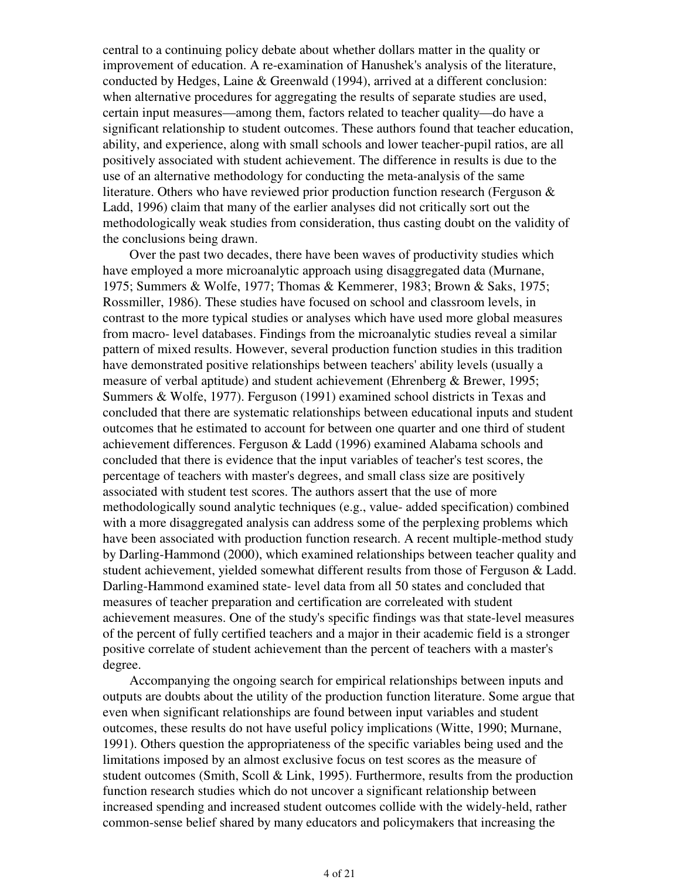central to a continuing policy debate about whether dollars matter in the quality or improvement of education. A re-examination of Hanushek's analysis of the literature, conducted by Hedges, Laine & Greenwald (1994), arrived at a different conclusion: when alternative procedures for aggregating the results of separate studies are used, certain input measures—among them, factors related to teacher quality—do have a significant relationship to student outcomes. These authors found that teacher education, ability, and experience, along with small schools and lower teacher-pupil ratios, are all positively associated with student achievement. The difference in results is due to the use of an alternative methodology for conducting the meta-analysis of the same literature. Others who have reviewed prior production function research (Ferguson & Ladd, 1996) claim that many of the earlier analyses did not critically sort out the methodologically weak studies from consideration, thus casting doubt on the validity of the conclusions being drawn.

Over the past two decades, there have been waves of productivity studies which have employed a more microanalytic approach using disaggregated data (Murnane, 1975; Summers & Wolfe, 1977; Thomas & Kemmerer, 1983; Brown & Saks, 1975; Rossmiller, 1986). These studies have focused on school and classroom levels, in contrast to the more typical studies or analyses which have used more global measures from macro- level databases. Findings from the microanalytic studies reveal a similar pattern of mixed results. However, several production function studies in this tradition have demonstrated positive relationships between teachers' ability levels (usually a measure of verbal aptitude) and student achievement (Ehrenberg & Brewer, 1995; Summers & Wolfe, 1977). Ferguson (1991) examined school districts in Texas and concluded that there are systematic relationships between educational inputs and student outcomes that he estimated to account for between one quarter and one third of student achievement differences. Ferguson & Ladd (1996) examined Alabama schools and concluded that there is evidence that the input variables of teacher's test scores, the percentage of teachers with master's degrees, and small class size are positively associated with student test scores. The authors assert that the use of more methodologically sound analytic techniques (e.g., value- added specification) combined with a more disaggregated analysis can address some of the perplexing problems which have been associated with production function research. A recent multiple-method study by Darling-Hammond (2000), which examined relationships between teacher quality and student achievement, yielded somewhat different results from those of Ferguson & Ladd. Darling-Hammond examined state- level data from all 50 states and concluded that measures of teacher preparation and certification are correleated with student achievement measures. One of the study's specific findings was that state-level measures of the percent of fully certified teachers and a major in their academic field is a stronger positive correlate of student achievement than the percent of teachers with a master's degree.

Accompanying the ongoing search for empirical relationships between inputs and outputs are doubts about the utility of the production function literature. Some argue that even when significant relationships are found between input variables and student outcomes, these results do not have useful policy implications (Witte, 1990; Murnane, 1991). Others question the appropriateness of the specific variables being used and the limitations imposed by an almost exclusive focus on test scores as the measure of student outcomes (Smith, Scoll & Link, 1995). Furthermore, results from the production function research studies which do not uncover a significant relationship between increased spending and increased student outcomes collide with the widely-held, rather common-sense belief shared by many educators and policymakers that increasing the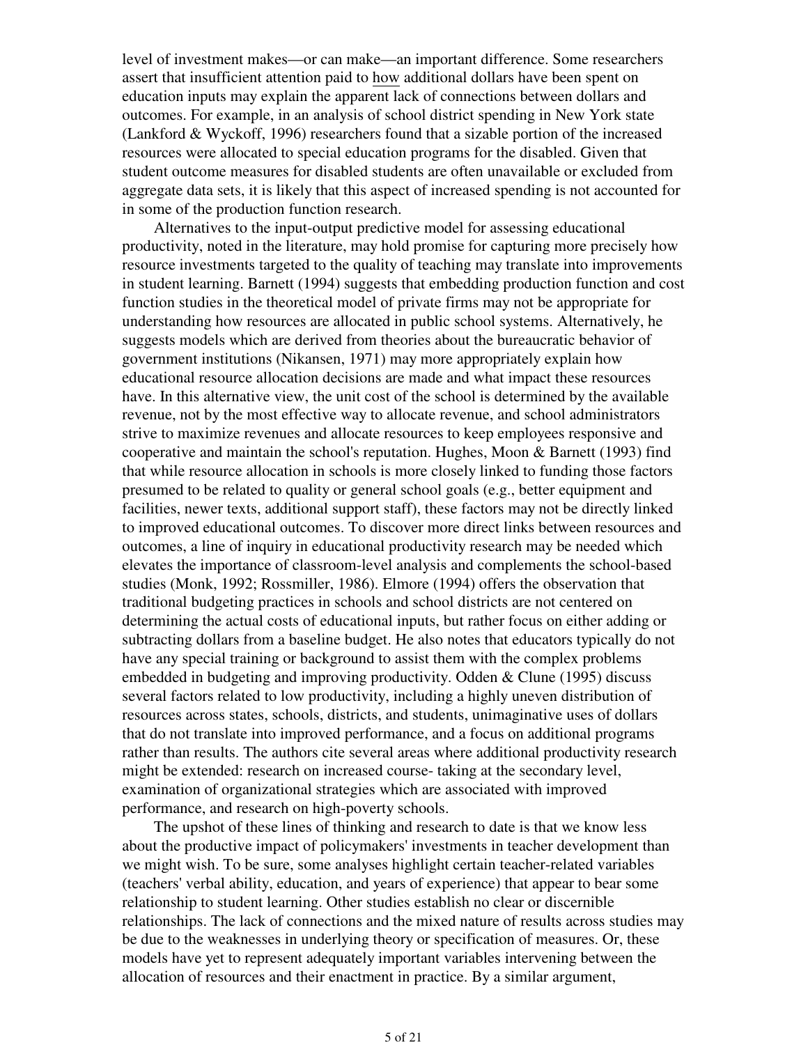level of investment makes—or can make—an important difference. Some researchers assert that insufficient attention paid to how additional dollars have been spent on education inputs may explain the apparent lack of connections between dollars and outcomes. For example, in an analysis of school district spending in New York state (Lankford & Wyckoff, 1996) researchers found that a sizable portion of the increased resources were allocated to special education programs for the disabled. Given that student outcome measures for disabled students are often unavailable or excluded from aggregate data sets, it is likely that this aspect of increased spending is not accounted for in some of the production function research.

Alternatives to the input-output predictive model for assessing educational productivity, noted in the literature, may hold promise for capturing more precisely how resource investments targeted to the quality of teaching may translate into improvements in student learning. Barnett (1994) suggests that embedding production function and cost function studies in the theoretical model of private firms may not be appropriate for understanding how resources are allocated in public school systems. Alternatively, he suggests models which are derived from theories about the bureaucratic behavior of government institutions (Nikansen, 1971) may more appropriately explain how educational resource allocation decisions are made and what impact these resources have. In this alternative view, the unit cost of the school is determined by the available revenue, not by the most effective way to allocate revenue, and school administrators strive to maximize revenues and allocate resources to keep employees responsive and cooperative and maintain the school's reputation. Hughes, Moon & Barnett (1993) find that while resource allocation in schools is more closely linked to funding those factors presumed to be related to quality or general school goals (e.g., better equipment and facilities, newer texts, additional support staff), these factors may not be directly linked to improved educational outcomes. To discover more direct links between resources and outcomes, a line of inquiry in educational productivity research may be needed which elevates the importance of classroom-level analysis and complements the school-based studies (Monk, 1992; Rossmiller, 1986). Elmore (1994) offers the observation that traditional budgeting practices in schools and school districts are not centered on determining the actual costs of educational inputs, but rather focus on either adding or subtracting dollars from a baseline budget. He also notes that educators typically do not have any special training or background to assist them with the complex problems embedded in budgeting and improving productivity. Odden & Clune (1995) discuss several factors related to low productivity, including a highly uneven distribution of resources across states, schools, districts, and students, unimaginative uses of dollars that do not translate into improved performance, and a focus on additional programs rather than results. The authors cite several areas where additional productivity research might be extended: research on increased course- taking at the secondary level, examination of organizational strategies which are associated with improved performance, and research on high-poverty schools.

The upshot of these lines of thinking and research to date is that we know less about the productive impact of policymakers' investments in teacher development than we might wish. To be sure, some analyses highlight certain teacher-related variables (teachers' verbal ability, education, and years of experience) that appear to bear some relationship to student learning. Other studies establish no clear or discernible relationships. The lack of connections and the mixed nature of results across studies may be due to the weaknesses in underlying theory or specification of measures. Or, these models have yet to represent adequately important variables intervening between the allocation of resources and their enactment in practice. By a similar argument,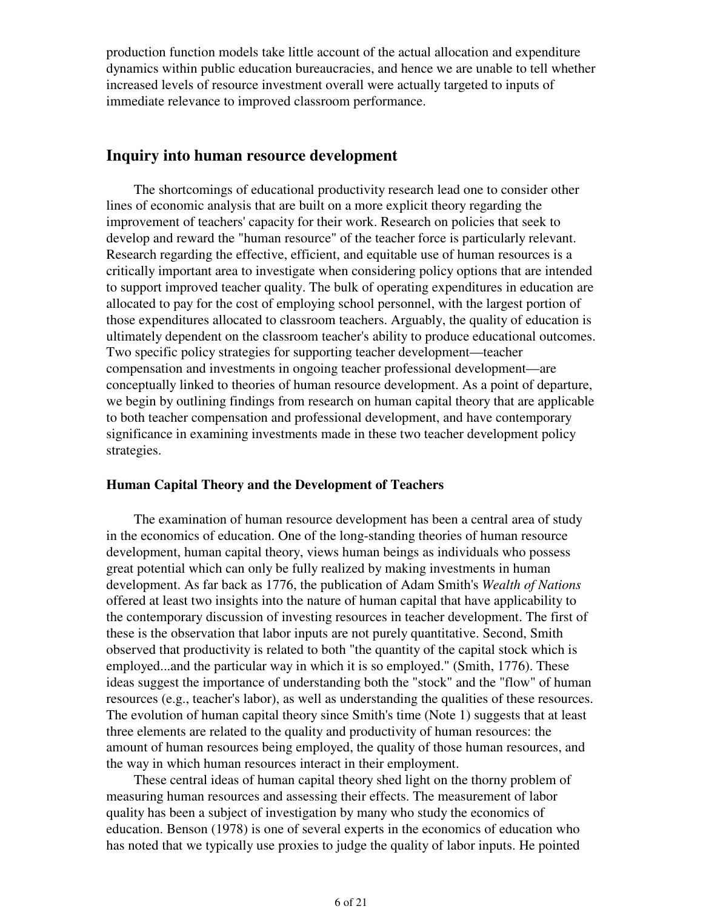production function models take little account of the actual allocation and expenditure dynamics within public education bureaucracies, and hence we are unable to tell whether increased levels of resource investment overall were actually targeted to inputs of immediate relevance to improved classroom performance.

## Inquiry into human resource development

The shortcomings of educational productivity research lead one to consider other lines of economic analysis that are built on a more explicit theory regarding the improvement of teachers' capacity for their work. Research on policies that seek to develop and reward the "human resource" of the teacher force is particularly relevant. Research regarding the effective, efficient, and equitable use of human resources is a critically important area to investigate when considering policy options that are intended to support improved teacher quality. The bulk of operating expenditures in education are allocated to pay for the cost of employing school personnel, with the largest portion of those expenditures allocated to classroom teachers. Arguably, the quality of education is ultimately dependent on the classroom teacher's ability to produce educational outcomes. Two specific policy strategies for supporting teacher development—teacher compensation and investments in ongoing teacher professional development—are conceptually linked to theories of human resource development. As a point of departure, we begin by outlining findings from research on human capital theory that are applicable to both teacher compensation and professional development, and have contemporary significance in examining investments made in these two teacher development policy strategies.

### Human Capital Theory and the Development of Teachers

The examination of human resource development has been a central area of study in the economics of education. One of the long-standing theories of human resource development, human capital theory, views human beings as individuals who possess great potential which can only be fully realized by making investments in human development. As far back as 1776, the publication of Adam Smith's *Wealth of Nations* offered at least two insights into the nature of human capital that have applicability to the contemporary discussion of investing resources in teacher development. The first of these is the observation that labor inputs are not purely quantitative. Second, Smith observed that productivity is related to both "the quantity of the capital stock which is employed...and the particular way in which it is so employed." (Smith, 1776). These ideas suggest the importance of understanding both the "stock" and the "flow" of human resources (e.g., teacher's labor), as well as understanding the qualities of these resources. The evolution of human capital theory since Smith's time (Note 1) suggests that at least three elements are related to the quality and productivity of human resources: the amount of human resources being employed, the quality of those human resources, and the way in which human resources interact in their employment.

These central ideas of human capital theory shed light on the thorny problem of measuring human resources and assessing their effects. The measurement of labor quality has been a subject of investigation by many who study the economics of education. Benson (1978) is one of several experts in the economics of education who has noted that we typically use proxies to judge the quality of labor inputs. He pointed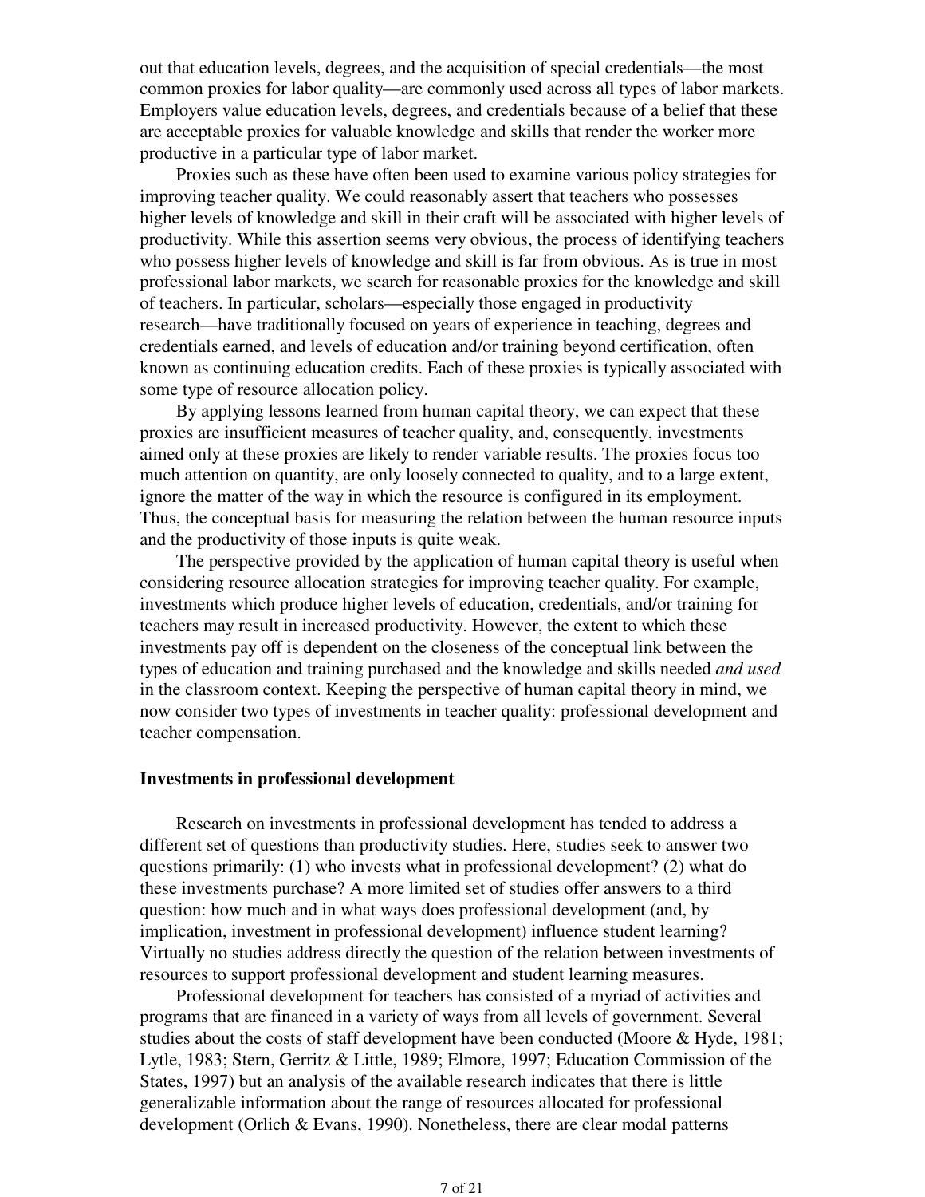out that education levels, degrees, and the acquisition of special credentials—the most common proxies for labor quality—are commonly used across all types of labor markets. Employers value education levels, degrees, and credentials because of a belief that these are acceptable proxies for valuable knowledge and skills that render the worker more productive in a particular type of labor market.

Proxies such as these have often been used to examine various policy strategies for improving teacher quality. We could reasonably assert that teachers who possesses higher levels of knowledge and skill in their craft will be associated with higher levels of productivity. While this assertion seems very obvious, the process of identifying teachers who possess higher levels of knowledge and skill is far from obvious. As is true in most professional labor markets, we search for reasonable proxies for the knowledge and skill of teachers. In particular, scholars—especially those engaged in productivity research—have traditionally focused on years of experience in teaching, degrees and credentials earned, and levels of education and/or training beyond certification, often known as continuing education credits. Each of these proxies is typically associated with some type of resource allocation policy.

By applying lessons learned from human capital theory, we can expect that these proxies are insufficient measures of teacher quality, and, consequently, investments aimed only at these proxies are likely to render variable results. The proxies focus too much attention on quantity, are only loosely connected to quality, and to a large extent, ignore the matter of the way in which the resource is configured in its employment. Thus, the conceptual basis for measuring the relation between the human resource inputs and the productivity of those inputs is quite weak.

The perspective provided by the application of human capital theory is useful when considering resource allocation strategies for improving teacher quality. For example, investments which produce higher levels of education, credentials, and/or training for teachers may result in increased productivity. However, the extent to which these investments pay off is dependent on the closeness of the conceptual link between the types of education and training purchased and the knowledge and skills needed *and used* in the classroom context. Keeping the perspective of human capital theory in mind, we now consider two types of investments in teacher quality: professional development and teacher compensation.

### Investments in professional development

Research on investments in professional development has tended to address a different set of questions than productivity studies. Here, studies seek to answer two questions primarily: (1) who invests what in professional development? (2) what do these investments purchase? A more limited set of studies offer answers to a third question: how much and in what ways does professional development (and, by implication, investment in professional development) influence student learning? Virtually no studies address directly the question of the relation between investments of resources to support professional development and student learning measures.

Professional development for teachers has consisted of a myriad of activities and programs that are financed in a variety of ways from all levels of government. Several studies about the costs of staff development have been conducted (Moore & Hyde, 1981; Lytle, 1983; Stern, Gerritz & Little, 1989; Elmore, 1997; Education Commission of the States, 1997) but an analysis of the available research indicates that there is little generalizable information about the range of resources allocated for professional development (Orlich & Evans, 1990). Nonetheless, there are clear modal patterns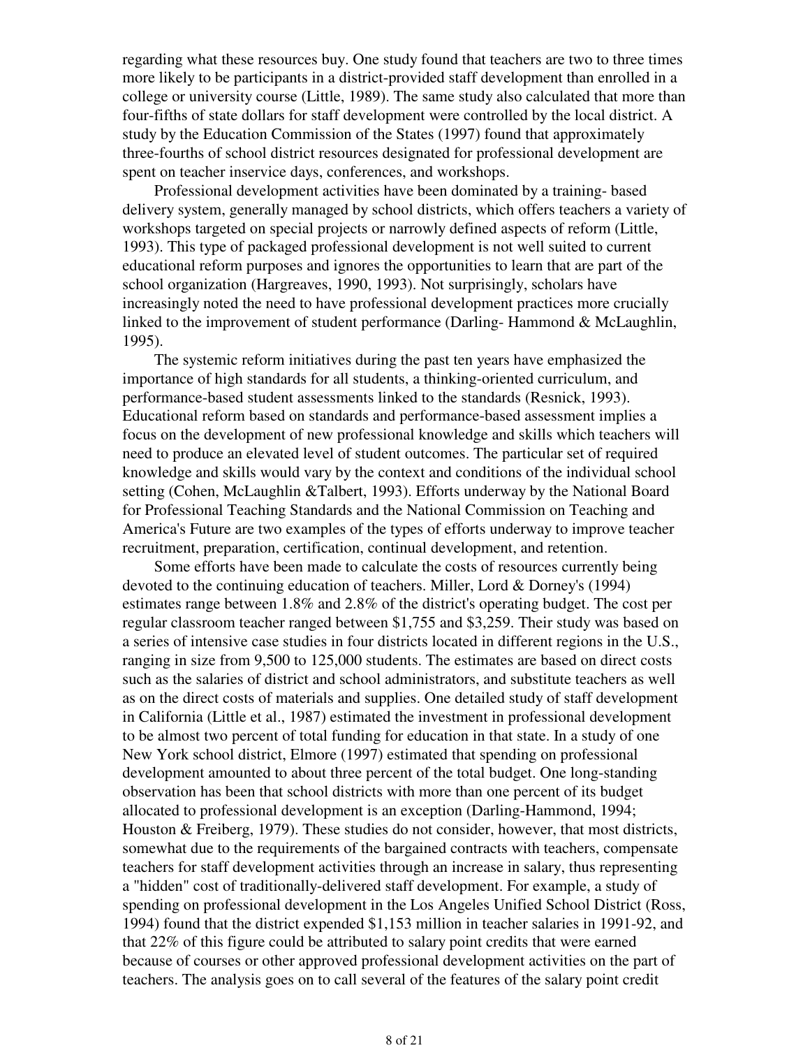regarding what these resources buy. One study found that teachers are two to three times more likely to be participants in a district-provided staff development than enrolled in a college or university course (Little, 1989). The same study also calculated that more than four-fifths of state dollars for staff development were controlled by the local district. A study by the Education Commission of the States (1997) found that approximately three-fourths of school district resources designated for professional development are spent on teacher inservice days, conferences, and workshops.

Professional development activities have been dominated by a training- based delivery system, generally managed by school districts, which offers teachers a variety of workshops targeted on special projects or narrowly defined aspects of reform (Little, 1993). This type of packaged professional development is not well suited to current educational reform purposes and ignores the opportunities to learn that are part of the school organization (Hargreaves, 1990, 1993). Not surprisingly, scholars have increasingly noted the need to have professional development practices more crucially linked to the improvement of student performance (Darling- Hammond & McLaughlin, 1995).

The systemic reform initiatives during the past ten years have emphasized the importance of high standards for all students, a thinking-oriented curriculum, and performance-based student assessments linked to the standards (Resnick, 1993). Educational reform based on standards and performance-based assessment implies a focus on the development of new professional knowledge and skills which teachers will need to produce an elevated level of student outcomes. The particular set of required knowledge and skills would vary by the context and conditions of the individual school setting (Cohen, McLaughlin &Talbert, 1993). Efforts underway by the National Board for Professional Teaching Standards and the National Commission on Teaching and America's Future are two examples of the types of efforts underway to improve teacher recruitment, preparation, certification, continual development, and retention.

Some efforts have been made to calculate the costs of resources currently being devoted to the continuing education of teachers. Miller, Lord & Dorney's (1994) estimates range between 1.8% and 2.8% of the district's operating budget. The cost per regular classroom teacher ranged between $1,755 and $3,259. Their study was based on a series of intensive case studies in four districts located in different regions in the U.S., ranging in size from 9,500 to 125,000 students. The estimates are based on direct costs such as the salaries of district and school administrators, and substitute teachers as well as on the direct costs of materials and supplies. One detailed study of staff development in California (Little et al., 1987) estimated the investment in professional development to be almost two percent of total funding for education in that state. In a study of one New York school district, Elmore (1997) estimated that spending on professional development amounted to about three percent of the total budget. One long-standing observation has been that school districts with more than one percent of its budget allocated to professional development is an exception (Darling-Hammond, 1994; Houston & Freiberg, 1979). These studies do not consider, however, that most districts, somewhat due to the requirements of the bargained contracts with teachers, compensate teachers for staff development activities through an increase in salary, thus representing a "hidden" cost of traditionally-delivered staff development. For example, a study of spending on professional development in the Los Angeles Unified School District (Ross, 1994) found that the district expended $1,153 million in teacher salaries in 1991-92, and that 22% of this figure could be attributed to salary point credits that were earned because of courses or other approved professional development activities on the part of teachers. The analysis goes on to call several of the features of the salary point credit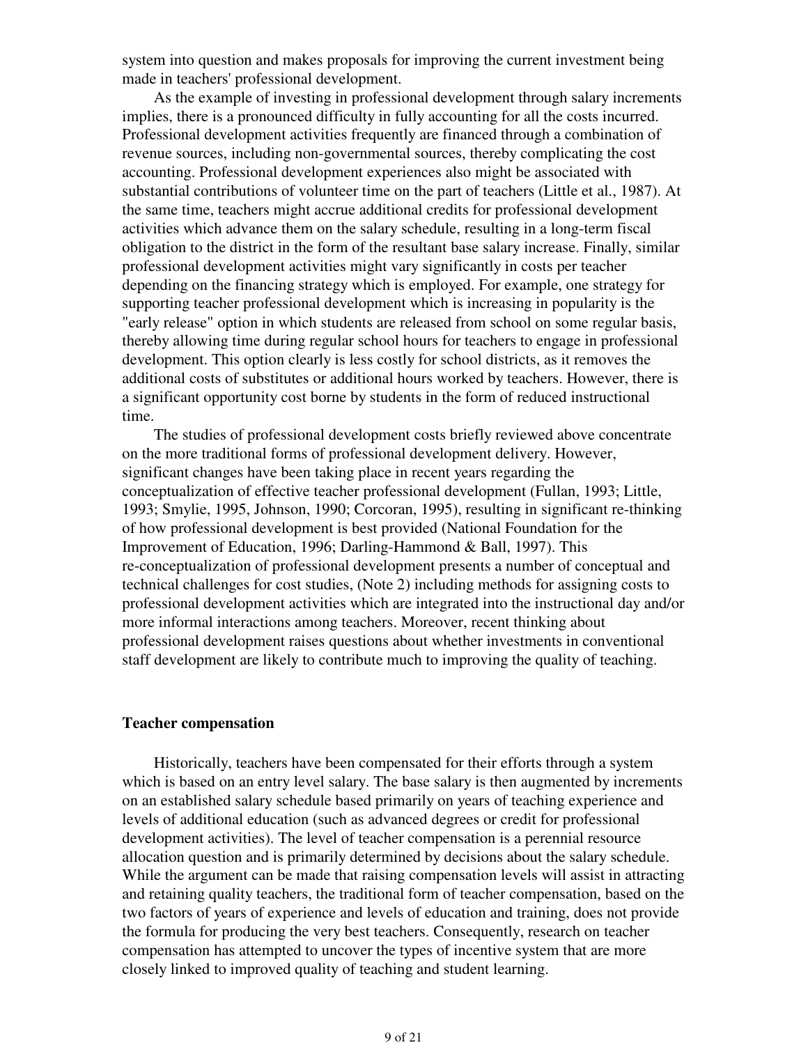system into question and makes proposals for improving the current investment being made in teachers' professional development.

As the example of investing in professional development through salary increments implies, there is a pronounced difficulty in fully accounting for all the costs incurred. Professional development activities frequently are financed through a combination of revenue sources, including non-governmental sources, thereby complicating the cost accounting. Professional development experiences also might be associated with substantial contributions of volunteer time on the part of teachers (Little et al., 1987). At the same time, teachers might accrue additional credits for professional development activities which advance them on the salary schedule, resulting in a long-term fiscal obligation to the district in the form of the resultant base salary increase. Finally, similar professional development activities might vary significantly in costs per teacher depending on the financing strategy which is employed. For example, one strategy for supporting teacher professional development which is increasing in popularity is the "early release" option in which students are released from school on some regular basis, thereby allowing time during regular school hours for teachers to engage in professional development. This option clearly is less costly for school districts, as it removes the additional costs of substitutes or additional hours worked by teachers. However, there is a significant opportunity cost borne by students in the form of reduced instructional time.

The studies of professional development costs briefly reviewed above concentrate on the more traditional forms of professional development delivery. However, significant changes have been taking place in recent years regarding the conceptualization of effective teacher professional development (Fullan, 1993; Little, 1993; Smylie, 1995, Johnson, 1990; Corcoran, 1995), resulting in significant re-thinking of how professional development is best provided (National Foundation for the Improvement of Education, 1996; Darling-Hammond & Ball, 1997). This re-conceptualization of professional development presents a number of conceptual and technical challenges for cost studies, (Note 2) including methods for assigning costs to professional development activities which are integrated into the instructional day and/or more informal interactions among teachers. Moreover, recent thinking about professional development raises questions about whether investments in conventional staff development are likely to contribute much to improving the quality of teaching.

**Teacher compensation**

Historically, teachers have been compensated for their efforts through a system which is based on an entry level salary. The base salary is then augmented by increments on an established salary schedule based primarily on years of teaching experience and levels of additional education (such as advanced degrees or credit for professional development activities). The level of teacher compensation is a perennial resource allocation question and is primarily determined by decisions about the salary schedule. While the argument can be made that raising compensation levels will assist in attracting and retaining quality teachers, the traditional form of teacher compensation, based on the two factors of years of experience and levels of education and training, does not provide the formula for producing the very best teachers. Consequently, research on teacher compensation has attempted to uncover the types of incentive system that are more closely linked to improved quality of teaching and student learning.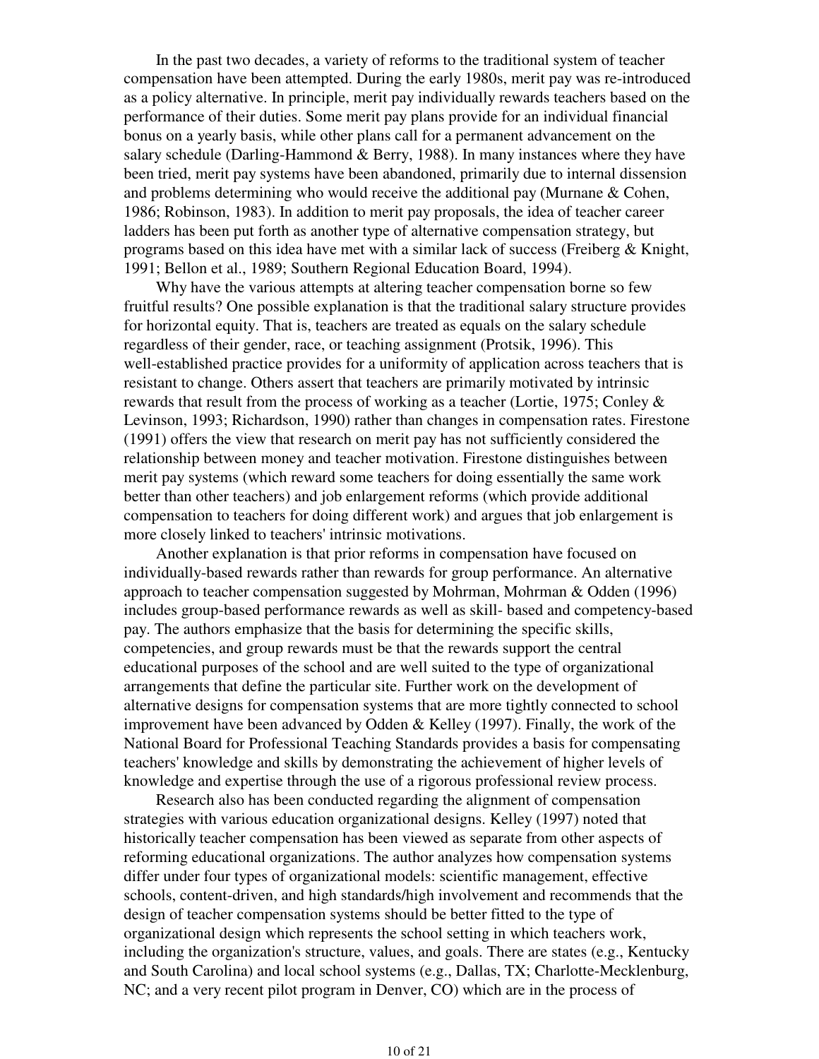In the past two decades, a variety of reforms to the traditional system of teacher compensation have been attempted. During the early 1980s, merit pay was re-introduced as a policy alternative. In principle, merit pay individually rewards teachers based on the performance of their duties. Some merit pay plans provide for an individual financial bonus on a yearly basis, while other plans call for a permanent advancement on the salary schedule (Darling-Hammond & Berry, 1988). In many instances where they have been tried, merit pay systems have been abandoned, primarily due to internal dissension and problems determining who would receive the additional pay (Murnane & Cohen, 1986; Robinson, 1983). In addition to merit pay proposals, the idea of teacher career ladders has been put forth as another type of alternative compensation strategy, but programs based on this idea have met with a similar lack of success (Freiberg & Knight, 1991; Bellon et al., 1989; Southern Regional Education Board, 1994).

Why have the various attempts at altering teacher compensation borne so few fruitful results? One possible explanation is that the traditional salary structure provides for horizontal equity. That is, teachers are treated as equals on the salary schedule regardless of their gender, race, or teaching assignment (Protsik, 1996). This well-established practice provides for a uniformity of application across teachers that is resistant to change. Others assert that teachers are primarily motivated by intrinsic rewards that result from the process of working as a teacher (Lortie, 1975; Conley & Levinson, 1993; Richardson, 1990) rather than changes in compensation rates. Firestone (1991) offers the view that research on merit pay has not sufficiently considered the relationship between money and teacher motivation. Firestone distinguishes between merit pay systems (which reward some teachers for doing essentially the same work better than other teachers) and job enlargement reforms (which provide additional compensation to teachers for doing different work) and argues that job enlargement is more closely linked to teachers' intrinsic motivations.

Another explanation is that prior reforms in compensation have focused on individually-based rewards rather than rewards for group performance. An alternative approach to teacher compensation suggested by Mohrman, Mohrman & Odden (1996) includes group-based performance rewards as well as skill- based and competency-based pay. The authors emphasize that the basis for determining the specific skills, competencies, and group rewards must be that the rewards support the central educational purposes of the school and are well suited to the type of organizational arrangements that define the particular site. Further work on the development of alternative designs for compensation systems that are more tightly connected to school improvement have been advanced by Odden & Kelley (1997). Finally, the work of the National Board for Professional Teaching Standards provides a basis for compensating teachers' knowledge and skills by demonstrating the achievement of higher levels of knowledge and expertise through the use of a rigorous professional review process.

Research also has been conducted regarding the alignment of compensation strategies with various education organizational designs. Kelley (1997) noted that historically teacher compensation has been viewed as separate from other aspects of reforming educational organizations. The author analyzes how compensation systems differ under four types of organizational models: scientific management, effective schools, content-driven, and high standards/high involvement and recommends that the design of teacher compensation systems should be better fitted to the type of organizational design which represents the school setting in which teachers work, including the organization's structure, values, and goals. There are states (e.g., Kentucky and South Carolina) and local school systems (e.g., Dallas, TX; Charlotte-Mecklenburg, NC; and a very recent pilot program in Denver, CO) which are in the process of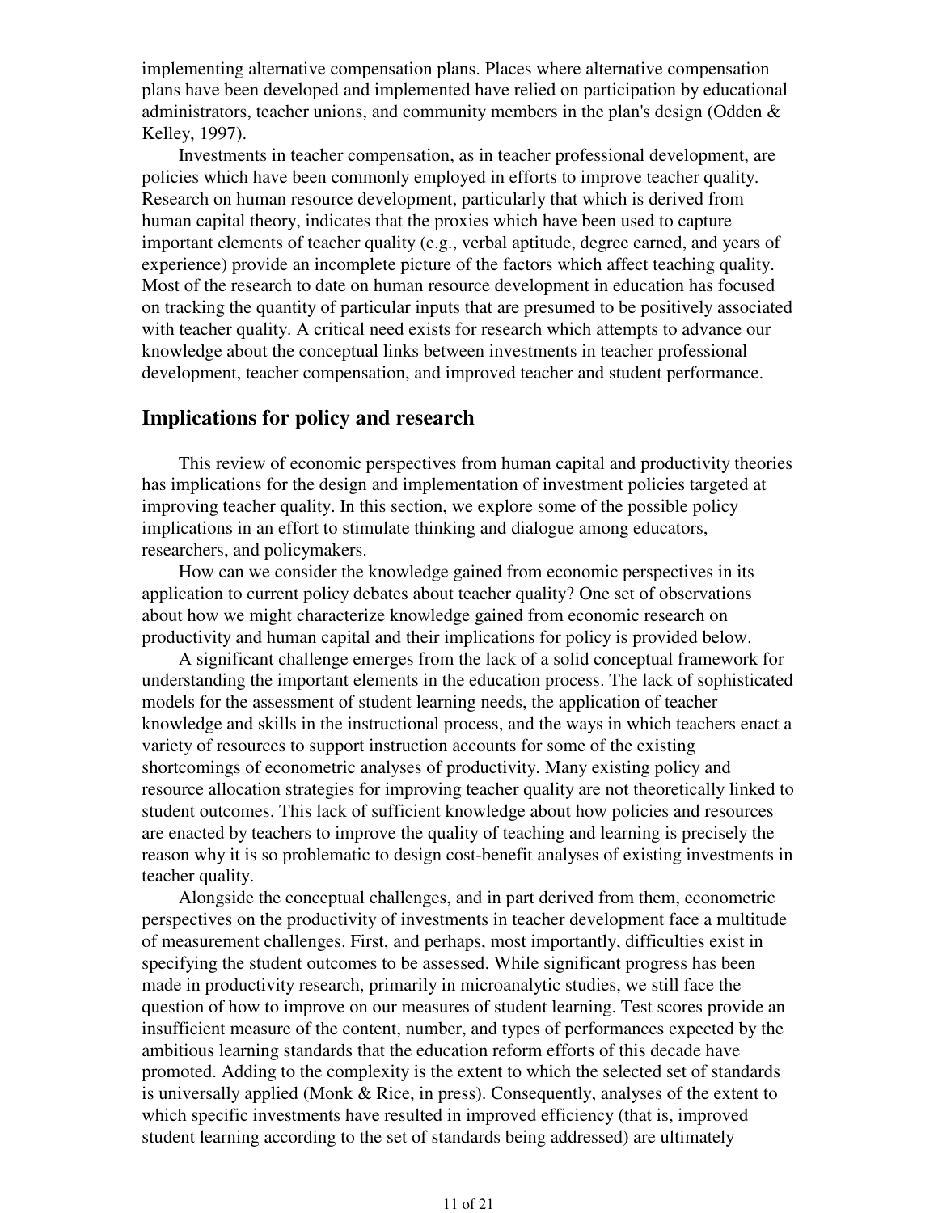implementing alternative compensation plans. Places where alternative compensation plans have been developed and implemented have relied on participation by educational administrators, teacher unions, and community members in the plan's design (Odden & Kelley, 1997).

Investments in teacher compensation, as in teacher professional development, are policies which have been commonly employed in efforts to improve teacher quality. Research on human resource development, particularly that which is derived from human capital theory, indicates that the proxies which have been used to capture important elements of teacher quality (e.g., verbal aptitude, degree earned, and years of experience) provide an incomplete picture of the factors which affect teaching quality. Most of the research to date on human resource development in education has focused on tracking the quantity of particular inputs that are presumed to be positively associated with teacher quality. A critical need exists for research which attempts to advance our knowledge about the conceptual links between investments in teacher professional development, teacher compensation, and improved teacher and student performance.

## Implications for policy and research

This review of economic perspectives from human capital and productivity theories has implications for the design and implementation of investment policies targeted at improving teacher quality. In this section, we explore some of the possible policy implications in an effort to stimulate thinking and dialogue among educators, researchers, and policymakers.

How can we consider the knowledge gained from economic perspectives in its application to current policy debates about teacher quality? One set of observations about how we might characterize knowledge gained from economic research on productivity and human capital and their implications for policy is provided below.

A significant challenge emerges from the lack of a solid conceptual framework for understanding the important elements in the education process. The lack of sophisticated models for the assessment of student learning needs, the application of teacher knowledge and skills in the instructional process, and the ways in which teachers enact a variety of resources to support instruction accounts for some of the existing shortcomings of econometric analyses of productivity. Many existing policy and resource allocation strategies for improving teacher quality are not theoretically linked to student outcomes. This lack of sufficient knowledge about how policies and resources are enacted by teachers to improve the quality of teaching and learning is precisely the reason why it is so problematic to design cost-benefit analyses of existing investments in teacher quality.

Alongside the conceptual challenges, and in part derived from them, econometric perspectives on the productivity of investments in teacher development face a multitude of measurement challenges. First, and perhaps, most importantly, difficulties exist in specifying the student outcomes to be assessed. While significant progress has been made in productivity research, primarily in microanalytic studies, we still face the question of how to improve on our measures of student learning. Test scores provide an insufficient measure of the content, number, and types of performances expected by the ambitious learning standards that the education reform efforts of this decade have promoted. Adding to the complexity is the extent to which the selected set of standards is universally applied (Monk & Rice, in press). Consequently, analyses of the extent to which specific investments have resulted in improved efficiency (that is, improved student learning according to the set of standards being addressed) are ultimately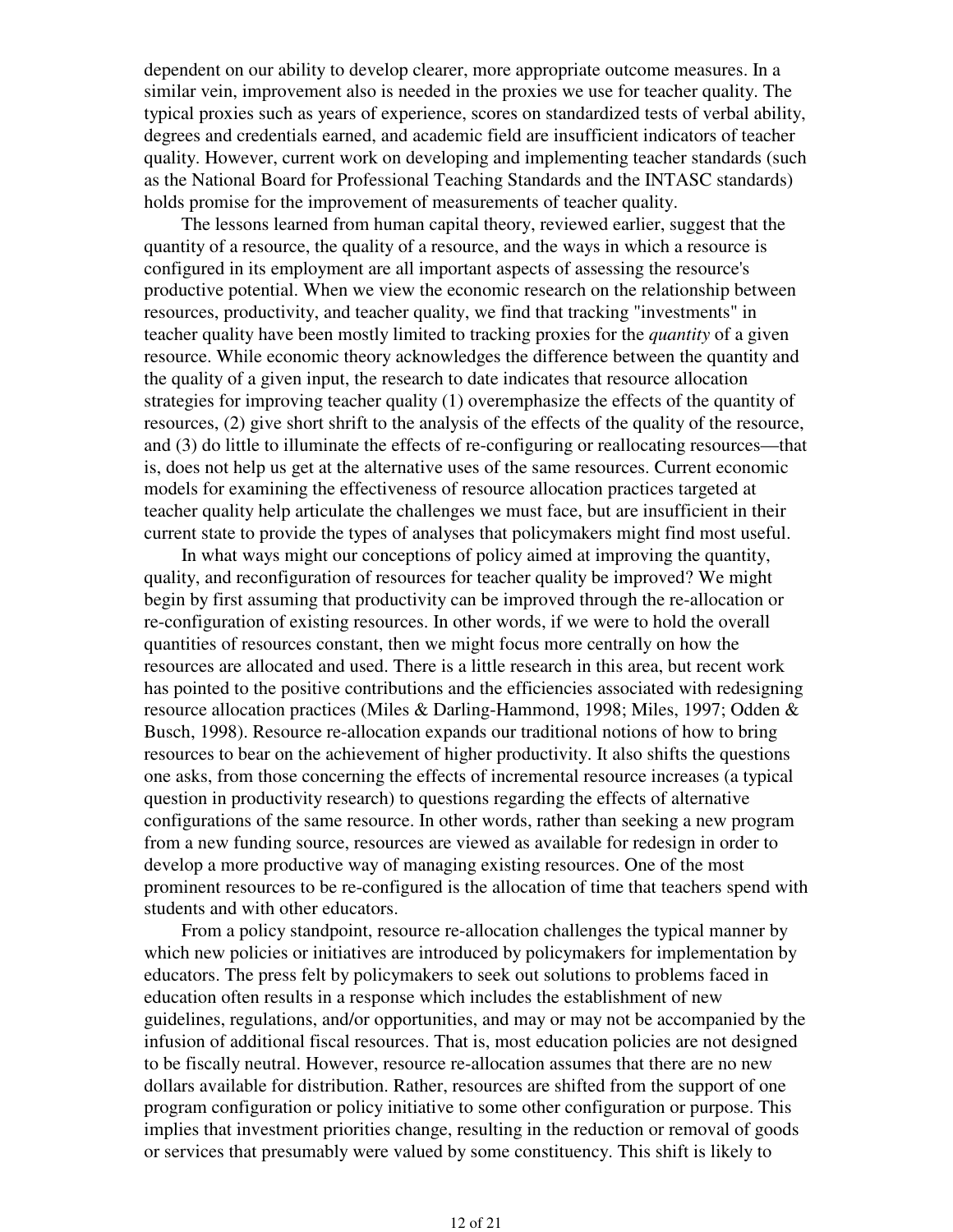dependent on our ability to develop clearer, more appropriate outcome measures. In a similar vein, improvement also is needed in the proxies we use for teacher quality. The typical proxies such as years of experience, scores on standardized tests of verbal ability, degrees and credentials earned, and academic field are insufficient indicators of teacher quality. However, current work on developing and implementing teacher standards (such as the National Board for Professional Teaching Standards and the INTASC standards) holds promise for the improvement of measurements of teacher quality.

The lessons learned from human capital theory, reviewed earlier, suggest that the quantity of a resource, the quality of a resource, and the ways in which a resource is configured in its employment are all important aspects of assessing the resource's productive potential. When we view the economic research on the relationship between resources, productivity, and teacher quality, we find that tracking "investments" in teacher quality have been mostly limited to tracking proxies for the *quantity* of a given resource. While economic theory acknowledges the difference between the quantity and the quality of a given input, the research to date indicates that resource allocation strategies for improving teacher quality (1) overemphasize the effects of the quantity of resources, (2) give short shrift to the analysis of the effects of the quality of the resource, and (3) do little to illuminate the effects of re-configuring or reallocating resources—that is, does not help us get at the alternative uses of the same resources. Current economic models for examining the effectiveness of resource allocation practices targeted at teacher quality help articulate the challenges we must face, but are insufficient in their current state to provide the types of analyses that policymakers might find most useful.

In what ways might our conceptions of policy aimed at improving the quantity, quality, and reconfiguration of resources for teacher quality be improved? We might begin by first assuming that productivity can be improved through the re-allocation or re-configuration of existing resources. In other words, if we were to hold the overall quantities of resources constant, then we might focus more centrally on how the resources are allocated and used. There is a little research in this area, but recent work has pointed to the positive contributions and the efficiencies associated with redesigning resource allocation practices (Miles & Darling-Hammond, 1998; Miles, 1997; Odden & Busch, 1998). Resource re-allocation expands our traditional notions of how to bring resources to bear on the achievement of higher productivity. It also shifts the questions one asks, from those concerning the effects of incremental resource increases (a typical question in productivity research) to questions regarding the effects of alternative configurations of the same resource. In other words, rather than seeking a new program from a new funding source, resources are viewed as available for redesign in order to develop a more productive way of managing existing resources. One of the most prominent resources to be re-configured is the allocation of time that teachers spend with students and with other educators.

From a policy standpoint, resource re-allocation challenges the typical manner by which new policies or initiatives are introduced by policymakers for implementation by educators. The press felt by policymakers to seek out solutions to problems faced in education often results in a response which includes the establishment of new guidelines, regulations, and/or opportunities, and may or may not be accompanied by the infusion of additional fiscal resources. That is, most education policies are not designed to be fiscally neutral. However, resource re-allocation assumes that there are no new dollars available for distribution. Rather, resources are shifted from the support of one program configuration or policy initiative to some other configuration or purpose. This implies that investment priorities change, resulting in the reduction or removal of goods or services that presumably were valued by some constituency. This shift is likely to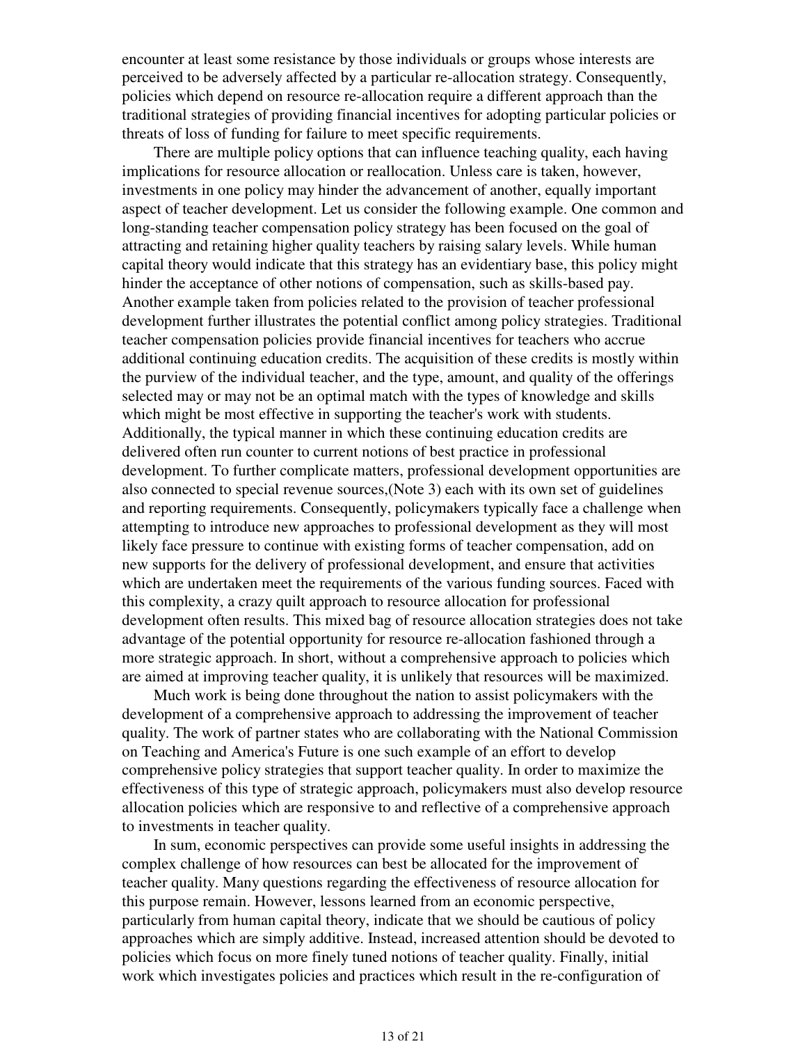encounter at least some resistance by those individuals or groups whose interests are perceived to be adversely affected by a particular re-allocation strategy. Consequently, policies which depend on resource re-allocation require a different approach than the traditional strategies of providing financial incentives for adopting particular policies or threats of loss of funding for failure to meet specific requirements.

There are multiple policy options that can influence teaching quality, each having implications for resource allocation or reallocation. Unless care is taken, however, investments in one policy may hinder the advancement of another, equally important aspect of teacher development. Let us consider the following example. One common and long-standing teacher compensation policy strategy has been focused on the goal of attracting and retaining higher quality teachers by raising salary levels. While human capital theory would indicate that this strategy has an evidentiary base, this policy might hinder the acceptance of other notions of compensation, such as skills-based pay. Another example taken from policies related to the provision of teacher professional development further illustrates the potential conflict among policy strategies. Traditional teacher compensation policies provide financial incentives for teachers who accrue additional continuing education credits. The acquisition of these credits is mostly within the purview of the individual teacher, and the type, amount, and quality of the offerings selected may or may not be an optimal match with the types of knowledge and skills which might be most effective in supporting the teacher's work with students. Additionally, the typical manner in which these continuing education credits are delivered often run counter to current notions of best practice in professional development. To further complicate matters, professional development opportunities are also connected to special revenue sources,(Note 3) each with its own set of guidelines and reporting requirements. Consequently, policymakers typically face a challenge when attempting to introduce new approaches to professional development as they will most likely face pressure to continue with existing forms of teacher compensation, add on new supports for the delivery of professional development, and ensure that activities which are undertaken meet the requirements of the various funding sources. Faced with this complexity, a crazy quilt approach to resource allocation for professional development often results. This mixed bag of resource allocation strategies does not take advantage of the potential opportunity for resource re-allocation fashioned through a more strategic approach. In short, without a comprehensive approach to policies which are aimed at improving teacher quality, it is unlikely that resources will be maximized.

Much work is being done throughout the nation to assist policymakers with the development of a comprehensive approach to addressing the improvement of teacher quality. The work of partner states who are collaborating with the National Commission on Teaching and America's Future is one such example of an effort to develop comprehensive policy strategies that support teacher quality. In order to maximize the effectiveness of this type of strategic approach, policymakers must also develop resource allocation policies which are responsive to and reflective of a comprehensive approach to investments in teacher quality.

In sum, economic perspectives can provide some useful insights in addressing the complex challenge of how resources can best be allocated for the improvement of teacher quality. Many questions regarding the effectiveness of resource allocation for this purpose remain. However, lessons learned from an economic perspective, particularly from human capital theory, indicate that we should be cautious of policy approaches which are simply additive. Instead, increased attention should be devoted to policies which focus on more finely tuned notions of teacher quality. Finally, initial work which investigates policies and practices which result in the re-configuration of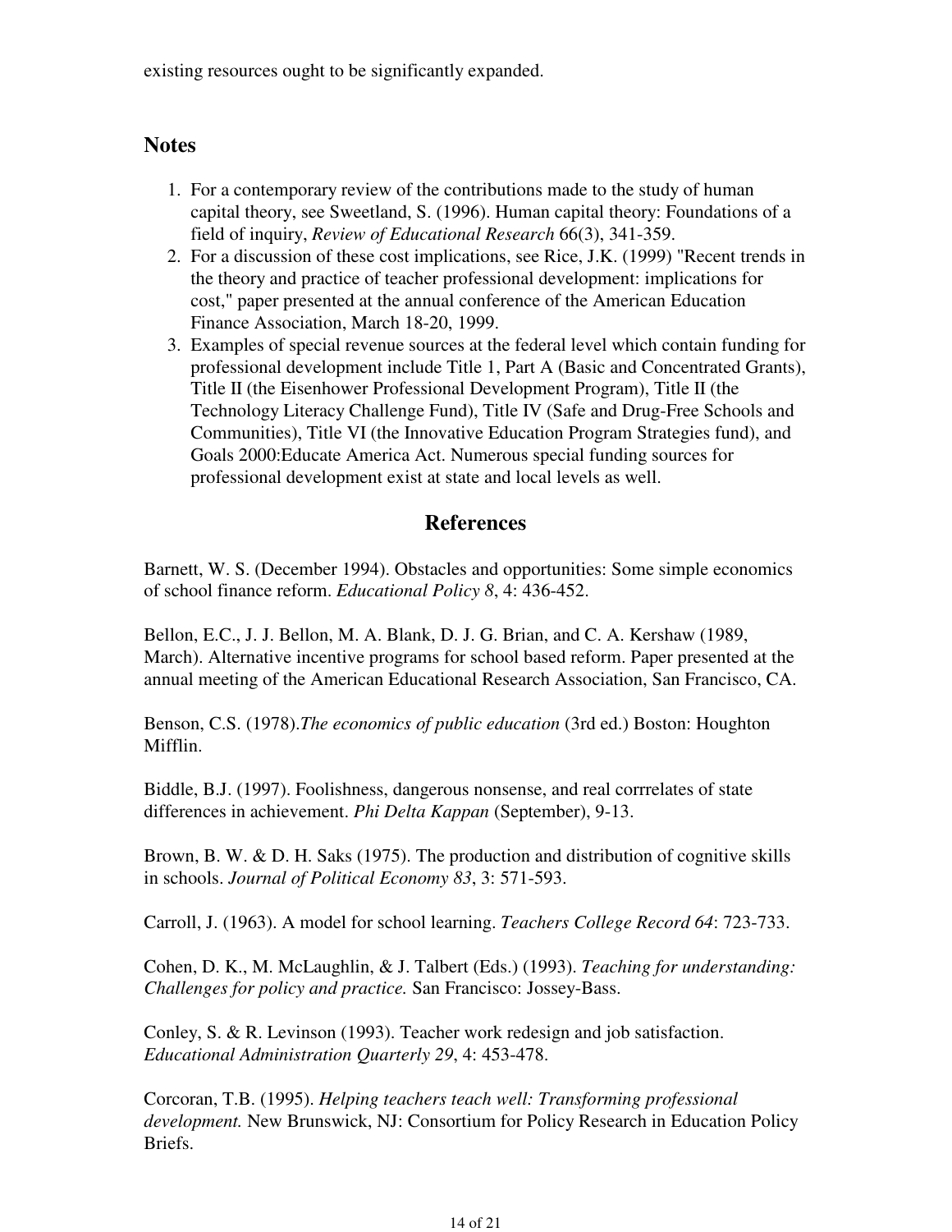existing resources ought to be significantly expanded.

## Notes

1. For a contemporary review of the contributions made to the study of human capital theory, see Sweetland, S. (1996). Human capital theory: Foundations of a field of inquiry, *Review of Educational Research* 66(3), 341-359.
2. For a discussion of these cost implications, see Rice, J.K. (1999) "Recent trends in the theory and practice of teacher professional development: implications for cost," paper presented at the annual conference of the American Education Finance Association, March 18-20, 1999.
3. Examples of special revenue sources at the federal level which contain funding for professional development include Title 1, Part A (Basic and Concentrated Grants), Title II (the Eisenhower Professional Development Program), Title II (the Technology Literacy Challenge Fund), Title IV (Safe and Drug-Free Schools and Communities), Title VI (the Innovative Education Program Strategies fund), and Goals 2000:Educate America Act. Numerous special funding sources for professional development exist at state and local levels as well.

## References

Barnett, W. S. (December 1994). Obstacles and opportunities: Some simple economics of school finance reform. *Educational Policy 8*, 4: 436-452.

Bellon, E.C., J. J. Bellon, M. A. Blank, D. J. G. Brian, and C. A. Kershaw (1989, March). Alternative incentive programs for school based reform. Paper presented at the annual meeting of the American Educational Research Association, San Francisco, CA.

Benson, C.S. (1978).*The economics of public education* (3rd ed.) Boston: Houghton Mifflin.

Biddle, B.J. (1997). Foolishness, dangerous nonsense, and real corrrelates of state differences in achievement. *Phi Delta Kappan* (September), 9-13.

Brown, B. W. & D. H. Saks (1975). The production and distribution of cognitive skills in schools. *Journal of Political Economy 83*, 3: 571-593.

Carroll, J. (1963). A model for school learning. *Teachers College Record 64*: 723-733.

Cohen, D. K., M. McLaughlin, & J. Talbert (Eds.) (1993). *Teaching for understanding: Challenges for policy and practice.* San Francisco: Jossey-Bass.

Conley, S. & R. Levinson (1993). Teacher work redesign and job satisfaction. *Educational Administration Quarterly 29*, 4: 453-478.

Corcoran, T.B. (1995). *Helping teachers teach well: Transforming professional development.* New Brunswick, NJ: Consortium for Policy Research in Education Policy Briefs.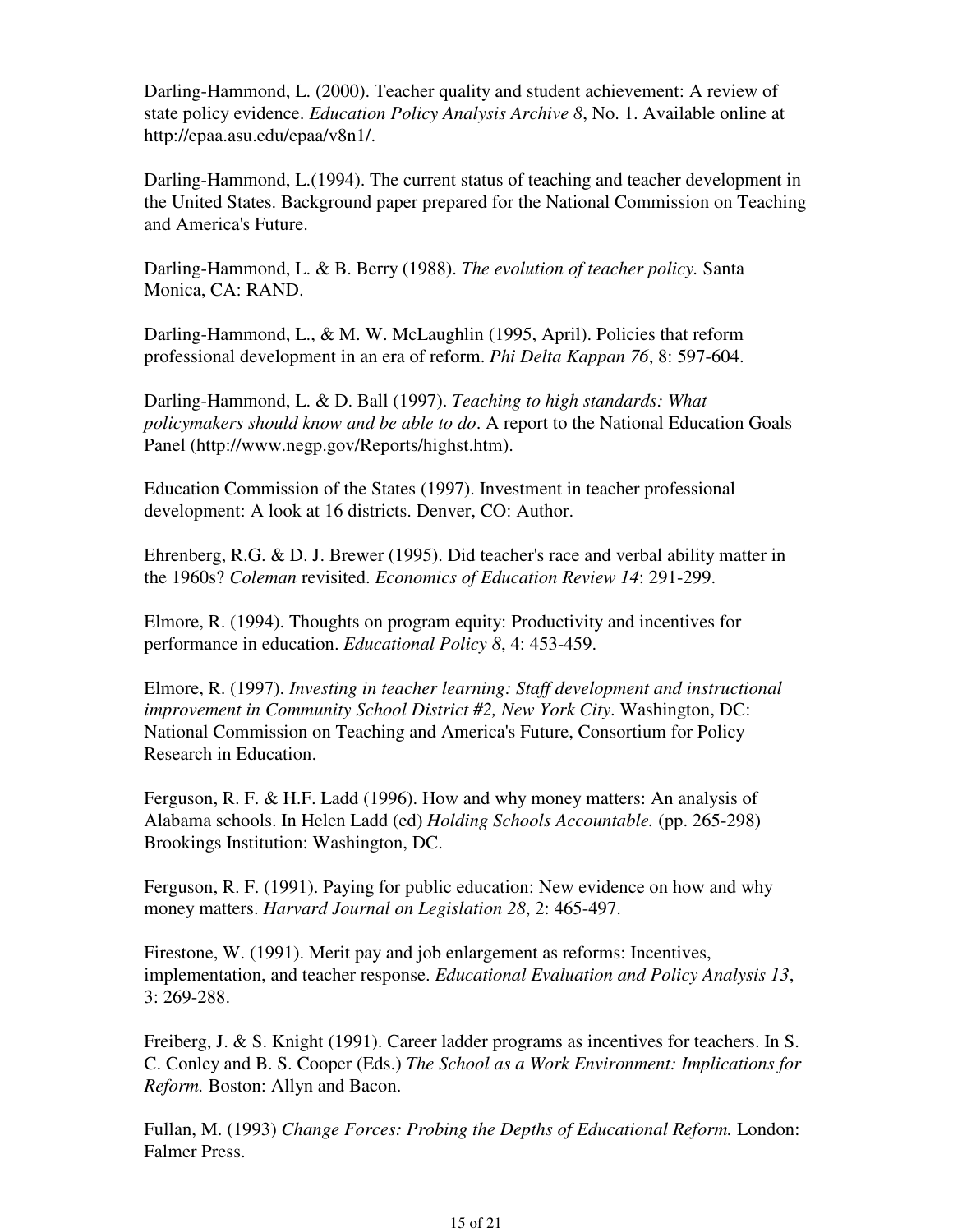Darling-Hammond, L. (2000). Teacher quality and student achievement: A review of state policy evidence. *Education Policy Analysis Archive 8*, No. 1. Available online at http://epaa.asu.edu/epaa/v8n1/.

Darling-Hammond, L.(1994). The current status of teaching and teacher development in the United States. Background paper prepared for the National Commission on Teaching and America's Future.

Darling-Hammond, L. & B. Berry (1988). *The evolution of teacher policy.* Santa Monica, CA: RAND.

Darling-Hammond, L., & M. W. McLaughlin (1995, April). Policies that reform professional development in an era of reform. *Phi Delta Kappan 76*, 8: 597-604.

Darling-Hammond, L. & D. Ball (1997). *Teaching to high standards: What policymakers should know and be able to do*. A report to the National Education Goals Panel (http://www.negp.gov/Reports/highst.htm).

Education Commission of the States (1997). Investment in teacher professional development: A look at 16 districts. Denver, CO: Author.

Ehrenberg, R.G. & D. J. Brewer (1995). Did teacher's race and verbal ability matter in the 1960s? *Coleman* revisited. *Economics of Education Review 14*: 291-299.

Elmore, R. (1994). Thoughts on program equity: Productivity and incentives for performance in education. *Educational Policy 8*, 4: 453-459.

Elmore, R. (1997). *Investing in teacher learning: Staff development and instructional improvement in Community School District #2, New York City*. Washington, DC: National Commission on Teaching and America's Future, Consortium for Policy Research in Education.

Ferguson, R. F. & H.F. Ladd (1996). How and why money matters: An analysis of Alabama schools. In Helen Ladd (ed) *Holding Schools Accountable.* (pp. 265-298) Brookings Institution: Washington, DC.

Ferguson, R. F. (1991). Paying for public education: New evidence on how and why money matters. *Harvard Journal on Legislation 28*, 2: 465-497.

Firestone, W. (1991). Merit pay and job enlargement as reforms: Incentives, implementation, and teacher response. *Educational Evaluation and Policy Analysis 13*, 3: 269-288.

Freiberg, J. & S. Knight (1991). Career ladder programs as incentives for teachers. In S. C. Conley and B. S. Cooper (Eds.) *The School as a Work Environment: Implications for Reform.* Boston: Allyn and Bacon.

Fullan, M. (1993) *Change Forces: Probing the Depths of Educational Reform.* London: Falmer Press.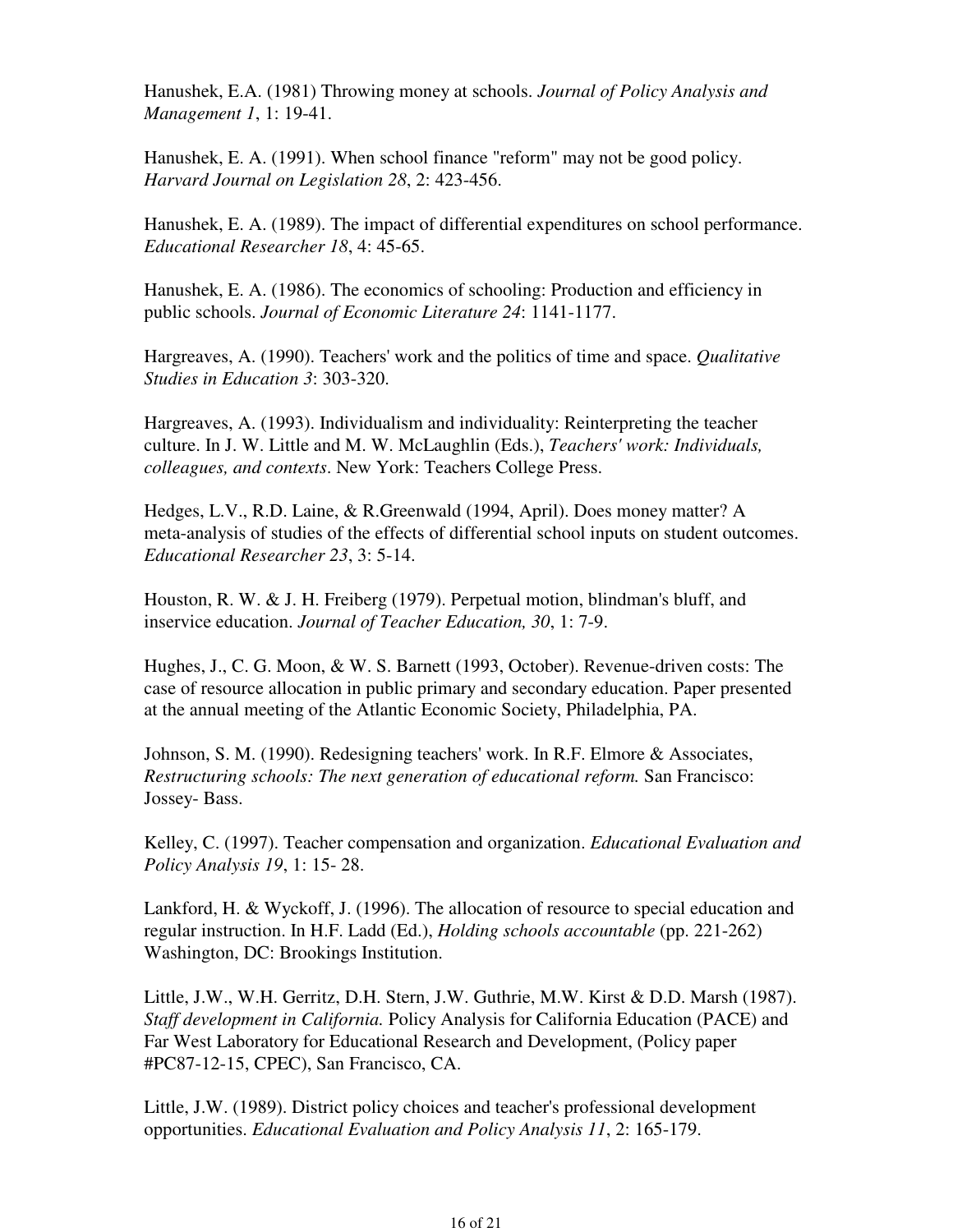Hanushek, E.A. (1981) Throwing money at schools. *Journal of Policy Analysis and Management 1*, 1: 19-41.

Hanushek, E. A. (1991). When school finance "reform" may not be good policy. *Harvard Journal on Legislation 28*, 2: 423-456.

Hanushek, E. A. (1989). The impact of differential expenditures on school performance. *Educational Researcher 18*, 4: 45-65.

Hanushek, E. A. (1986). The economics of schooling: Production and efficiency in public schools. *Journal of Economic Literature 24*: 1141-1177.

Hargreaves, A. (1990). Teachers' work and the politics of time and space. *Qualitative Studies in Education 3*: 303-320.

Hargreaves, A. (1993). Individualism and individuality: Reinterpreting the teacher culture. In J. W. Little and M. W. McLaughlin (Eds.), *Teachers' work: Individuals, colleagues, and contexts*. New York: Teachers College Press.

Hedges, L.V., R.D. Laine, & R.Greenwald (1994, April). Does money matter? A meta-analysis of studies of the effects of differential school inputs on student outcomes. *Educational Researcher 23*, 3: 5-14.

Houston, R. W. & J. H. Freiberg (1979). Perpetual motion, blindman's bluff, and inservice education. *Journal of Teacher Education, 30*, 1: 7-9.

Hughes, J., C. G. Moon, & W. S. Barnett (1993, October). Revenue-driven costs: The case of resource allocation in public primary and secondary education. Paper presented at the annual meeting of the Atlantic Economic Society, Philadelphia, PA.

Johnson, S. M. (1990). Redesigning teachers' work. In R.F. Elmore & Associates, *Restructuring schools: The next generation of educational reform.* San Francisco: Jossey- Bass.

Kelley, C. (1997). Teacher compensation and organization. *Educational Evaluation and Policy Analysis 19*, 1: 15- 28.

Lankford, H. & Wyckoff, J. (1996). The allocation of resource to special education and regular instruction. In H.F. Ladd (Ed.), *Holding schools accountable* (pp. 221-262) Washington, DC: Brookings Institution.

Little, J.W., W.H. Gerritz, D.H. Stern, J.W. Guthrie, M.W. Kirst & D.D. Marsh (1987). *Staff development in California.* Policy Analysis for California Education (PACE) and Far West Laboratory for Educational Research and Development, (Policy paper #PC87-12-15, CPEC), San Francisco, CA.

Little, J.W. (1989). District policy choices and teacher's professional development opportunities. *Educational Evaluation and Policy Analysis 11*, 2: 165-179.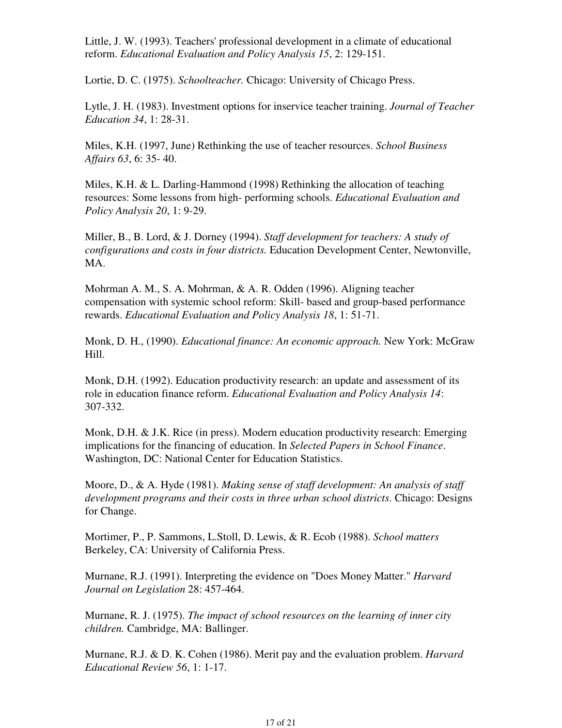Little, J. W. (1993). Teachers' professional development in a climate of educational reform. *Educational Evaluation and Policy Analysis 15*, 2: 129-151.

Lortie, D. C. (1975). *Schoolteacher.* Chicago: University of Chicago Press.

Lytle, J. H. (1983). Investment options for inservice teacher training. *Journal of Teacher Education 34*, 1: 28-31.

Miles, K.H. (1997, June) Rethinking the use of teacher resources. *School Business Affairs 63*, 6: 35- 40.

Miles, K.H. & L. Darling-Hammond (1998) Rethinking the allocation of teaching resources: Some lessons from high- performing schools. *Educational Evaluation and Policy Analysis 20*, 1: 9-29.

Miller, B., B. Lord, & J. Dorney (1994). *Staff development for teachers: A study of configurations and costs in four districts.* Education Development Center, Newtonville, MA.

Mohrman A. M., S. A. Mohrman, & A. R. Odden (1996). Aligning teacher compensation with systemic school reform: Skill- based and group-based performance rewards. *Educational Evaluation and Policy Analysis 18*, 1: 51-71.

Monk, D. H., (1990). *Educational finance: An economic approach.* New York: McGraw Hill.

Monk, D.H. (1992). Education productivity research: an update and assessment of its role in education finance reform. *Educational Evaluation and Policy Analysis 14*: 307-332.

Monk, D.H. & J.K. Rice (in press). Modern education productivity research: Emerging implications for the financing of education. In *Selected Papers in School Finance*. Washington, DC: National Center for Education Statistics.

Moore, D., & A. Hyde (1981). *Making sense of staff development: An analysis of staff development programs and their costs in three urban school districts*. Chicago: Designs for Change.

Mortimer, P., P. Sammons, L.Stoll, D. Lewis, & R. Ecob (1988). *School matters* Berkeley, CA: University of California Press.

Murnane, R.J. (1991). Interpreting the evidence on "Does Money Matter." *Harvard Journal on Legislation* 28: 457-464.

Murnane, R. J. (1975). *The impact of school resources on the learning of inner city children.* Cambridge, MA: Ballinger.

Murnane, R.J. & D. K. Cohen (1986). Merit pay and the evaluation problem. *Harvard Educational Review 56*, 1: 1-17.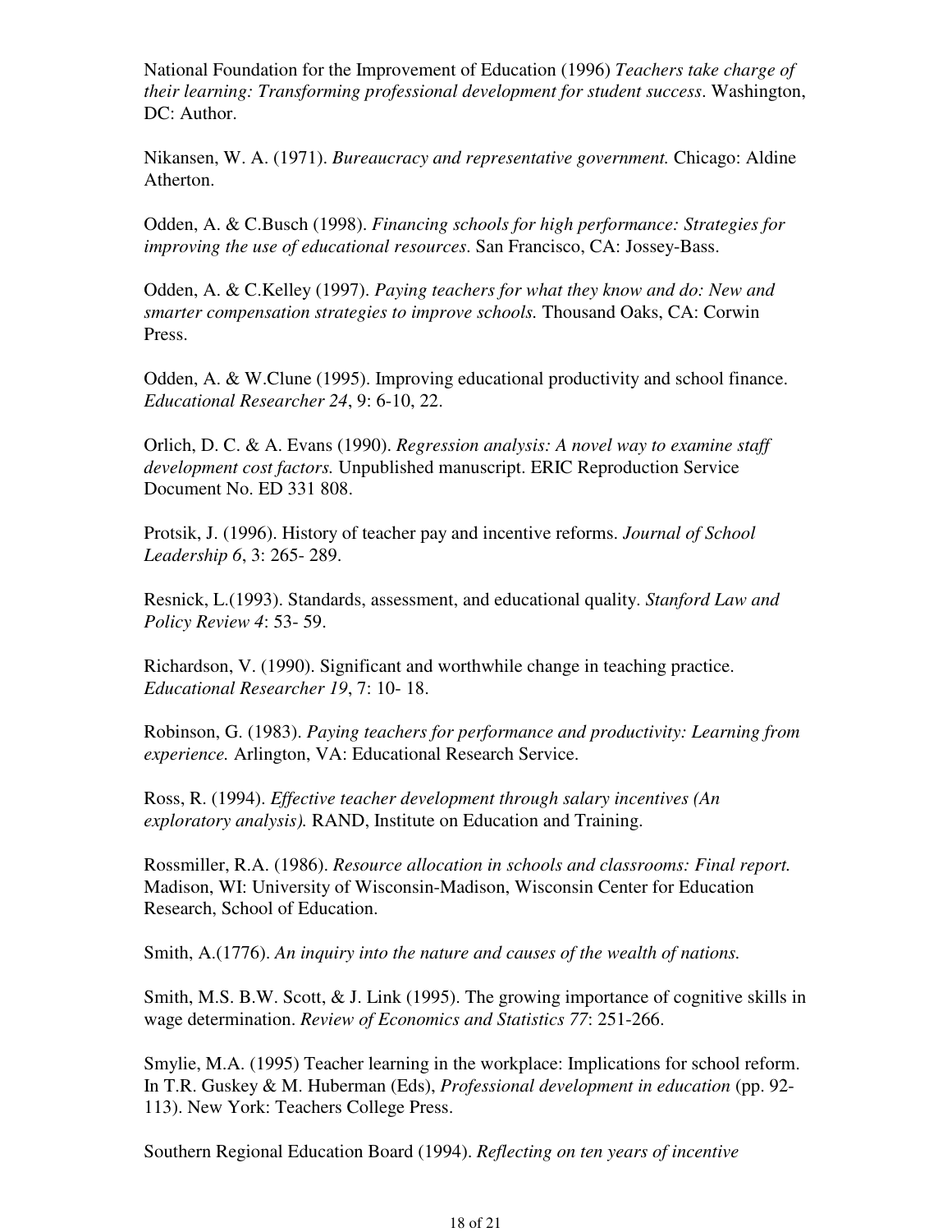National Foundation for the Improvement of Education (1996) *Teachers take charge of their learning: Transforming professional development for student success*. Washington, DC: Author.

Nikansen, W. A. (1971). *Bureaucracy and representative government.* Chicago: Aldine Atherton.

Odden, A. & C.Busch (1998). *Financing schools for high performance: Strategies for improving the use of educational resources*. San Francisco, CA: Jossey-Bass.

Odden, A. & C.Kelley (1997). *Paying teachers for what they know and do: New and smarter compensation strategies to improve schools.* Thousand Oaks, CA: Corwin Press.

Odden, A. & W.Clune (1995). Improving educational productivity and school finance. *Educational Researcher 24*, 9: 6-10, 22.

Orlich, D. C. & A. Evans (1990). *Regression analysis: A novel way to examine staff development cost factors.* Unpublished manuscript. ERIC Reproduction Service Document No. ED 331 808.

Protsik, J. (1996). History of teacher pay and incentive reforms. *Journal of School Leadership 6*, 3: 265- 289.

Resnick, L.(1993). Standards, assessment, and educational quality. *Stanford Law and Policy Review 4*: 53- 59.

Richardson, V. (1990). Significant and worthwhile change in teaching practice. *Educational Researcher 19*, 7: 10- 18.

Robinson, G. (1983). *Paying teachers for performance and productivity: Learning from experience.* Arlington, VA: Educational Research Service.

Ross, R. (1994). *Effective teacher development through salary incentives (An exploratory analysis).* RAND, Institute on Education and Training.

Rossmiller, R.A. (1986). *Resource allocation in schools and classrooms: Final report.* Madison, WI: University of Wisconsin-Madison, Wisconsin Center for Education Research, School of Education.

Smith, A.(1776). *An inquiry into the nature and causes of the wealth of nations.*

Smith, M.S. B.W. Scott, & J. Link (1995). The growing importance of cognitive skills in wage determination. *Review of Economics and Statistics 77*: 251-266.

Smylie, M.A. (1995) Teacher learning in the workplace: Implications for school reform. In T.R. Guskey & M. Huberman (Eds), *Professional development in education* (pp. 92-113). New York: Teachers College Press.

Southern Regional Education Board (1994). *Reflecting on ten years of incentive*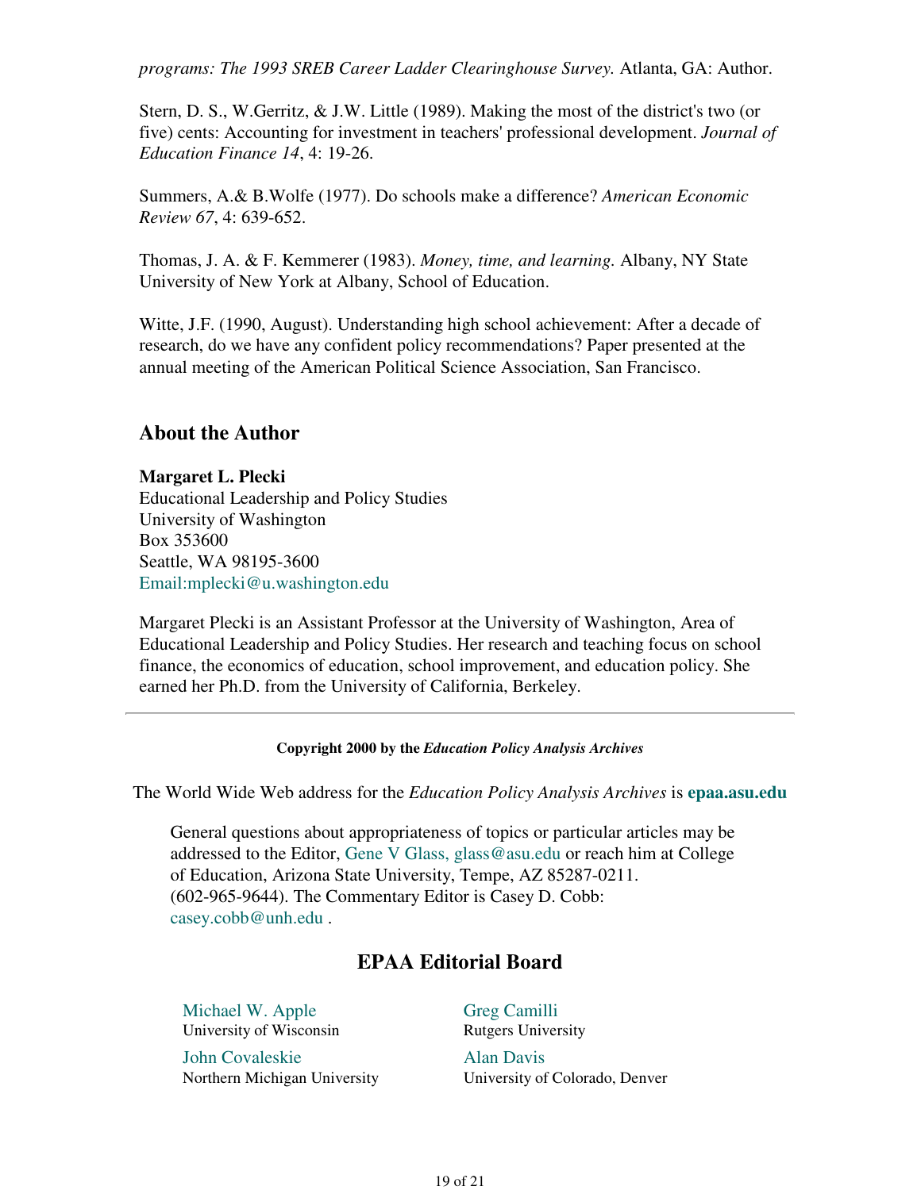*programs: The 1993 SREB Career Ladder Clearinghouse Survey.* Atlanta, GA: Author.

Stern, D. S., W.Gerritz, & J.W. Little (1989). Making the most of the district's two (or five) cents: Accounting for investment in teachers' professional development. *Journal of Education Finance 14*, 4: 19-26.

Summers, A.& B.Wolfe (1977). Do schools make a difference? *American Economic Review 67*, 4: 639-652.

Thomas, J. A. & F. Kemmerer (1983). *Money, time, and learning.* Albany, NY State University of New York at Albany, School of Education.

Witte, J.F. (1990, August). Understanding high school achievement: After a decade of research, do we have any confident policy recommendations? Paper presented at the annual meeting of the American Political Science Association, San Francisco.

## About the Author

**Margaret L. Plecki**
Educational Leadership and Policy Studies
University of Washington
Box 353600
Seattle, WA 98195-3600
Email:mplecki@u.washington.edu

Margaret Plecki is an Assistant Professor at the University of Washington, Area of Educational Leadership and Policy Studies. Her research and teaching focus on school finance, the economics of education, school improvement, and education policy. She earned her Ph.D. from the University of California, Berkeley.

---

**Copyright 2000 by the *Education Policy Analysis Archives***

The World Wide Web address for the *Education Policy Analysis Archives* is **epaa.asu.edu**

General questions about appropriateness of topics or particular articles may be addressed to the Editor, Gene V Glass, glass@asu.edu or reach him at College of Education, Arizona State University, Tempe, AZ 85287-0211. (602-965-9644). The Commentary Editor is Casey D. Cobb: casey.cobb@unh.edu .

## EPAA Editorial Board

Michael W. Apple
University of Wisconsin

Greg Camilli
Rutgers University

John Covaleskie
Northern Michigan University

Alan Davis
University of Colorado, Denver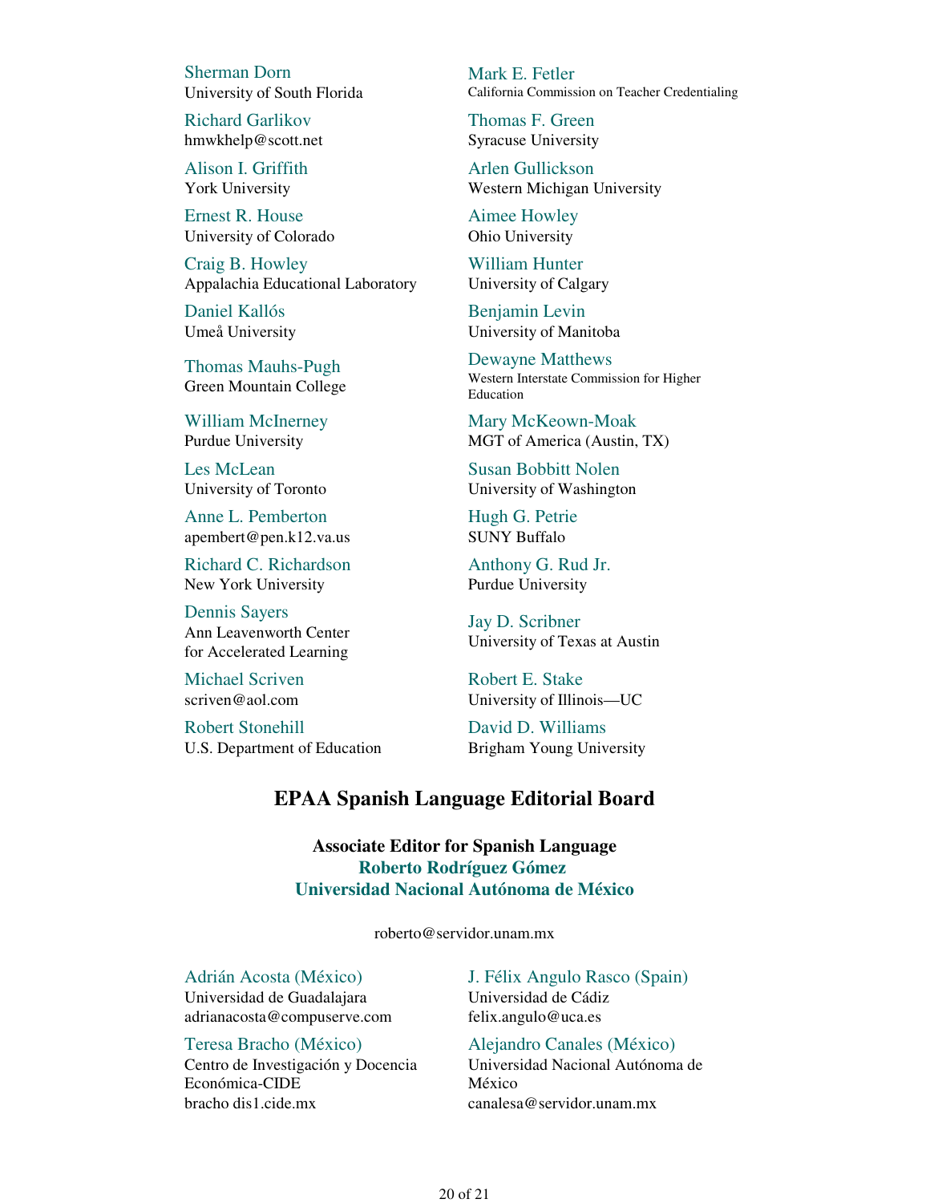Sherman Dorn
University of South Florida

Mark E. Fetler
California Commission on Teacher Credentialing

Richard Garlikov
hmwkhelp@scott.net

Thomas F. Green
Syracuse University

Alison I. Griffith
York University

Arlen Gullickson
Western Michigan University

Ernest R. House
University of Colorado

Aimee Howley
Ohio University

Craig B. Howley
Appalachia Educational Laboratory

William Hunter
University of Calgary

Daniel Kallós
Umeå University

Benjamin Levin
University of Manitoba

Thomas Mauhs-Pugh
Green Mountain College

Dewayne Matthews
Western Interstate Commission for Higher Education

William McInerney
Purdue University

Mary McKeown-Moak
MGT of America (Austin, TX)

Les McLean
University of Toronto

Susan Bobbitt Nolen
University of Washington

Anne L. Pemberton
apembert@pen.k12.va.us

Hugh G. Petrie
SUNY Buffalo

Richard C. Richardson
New York University

Anthony G. Rud Jr.
Purdue University

Dennis Sayers
Ann Leavenworth Center for Accelerated Learning

Jay D. Scribner
University of Texas at Austin

Michael Scriven
scriven@aol.com

Robert E. Stake
University of Illinois—UC

Robert Stonehill
U.S. Department of Education

David D. Williams
Brigham Young University

## EPAA Spanish Language Editorial Board

**Associate Editor for Spanish Language**
**Roberto Rodríguez Gómez**
**Universidad Nacional Autónoma de México**

roberto@servidor.unam.mx

Adrián Acosta (México)
Universidad de Guadalajara
adrianacosta@compuserve.com

J. Félix Angulo Rasco (Spain)
Universidad de Cádiz
felix.angulo@uca.es

Teresa Bracho (México)
Centro de Investigación y Docencia Económica-CIDE
bracho dis1.cide.mx

Alejandro Canales (México)
Universidad Nacional Autónoma de México
canalesa@servidor.unam.mx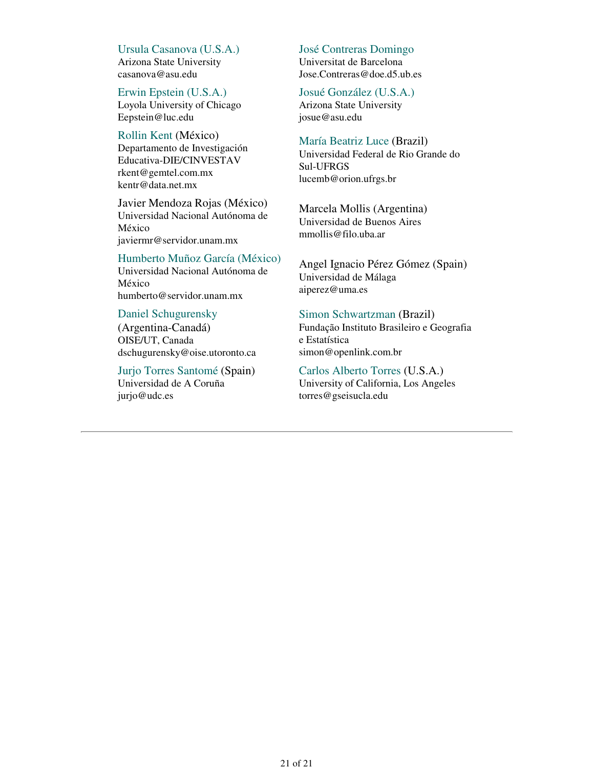Ursula Casanova (U.S.A.)
Arizona State University
casanova@asu.edu

José Contreras Domingo
Universitat de Barcelona
Jose.Contreras@doe.d5.ub.es

Erwin Epstein (U.S.A.)
Loyola University of Chicago
Eepstein@luc.edu

Josué González (U.S.A.)
Arizona State University
josue@asu.edu

Rollin Kent (México)
Departamento de Investigación Educativa-DIE/CINVESTAV
rkent@gemtel.com.mx
kentr@data.net.mx

María Beatriz Luce (Brazil)
Universidad Federal de Rio Grande do Sul-UFRGS
lucemb@orion.ufrgs.br

Javier Mendoza Rojas (México)
Universidad Nacional Autónoma de México
javiermr@servidor.unam.mx

Marcela Mollis (Argentina)
Universidad de Buenos Aires
mmollis@filo.uba.ar

Humberto Muñoz García (México)
Universidad Nacional Autónoma de México
humberto@servidor.unam.mx

Angel Ignacio Pérez Gómez (Spain)
Universidad de Málaga
aiperez@uma.es

Daniel Schugurensky (Argentina-Canadá)
OISE/UT, Canada
dschugurensky@oise.utoronto.ca

Simon Schwartzman (Brazil)
Fundação Instituto Brasileiro e Geografia e Estatística
simon@openlink.com.br

Jurjo Torres Santomé (Spain)
Universidad de A Coruña
jurjo@udc.es

Carlos Alberto Torres (U.S.A.)
University of California, Los Angeles
torres@gseisucla.edu